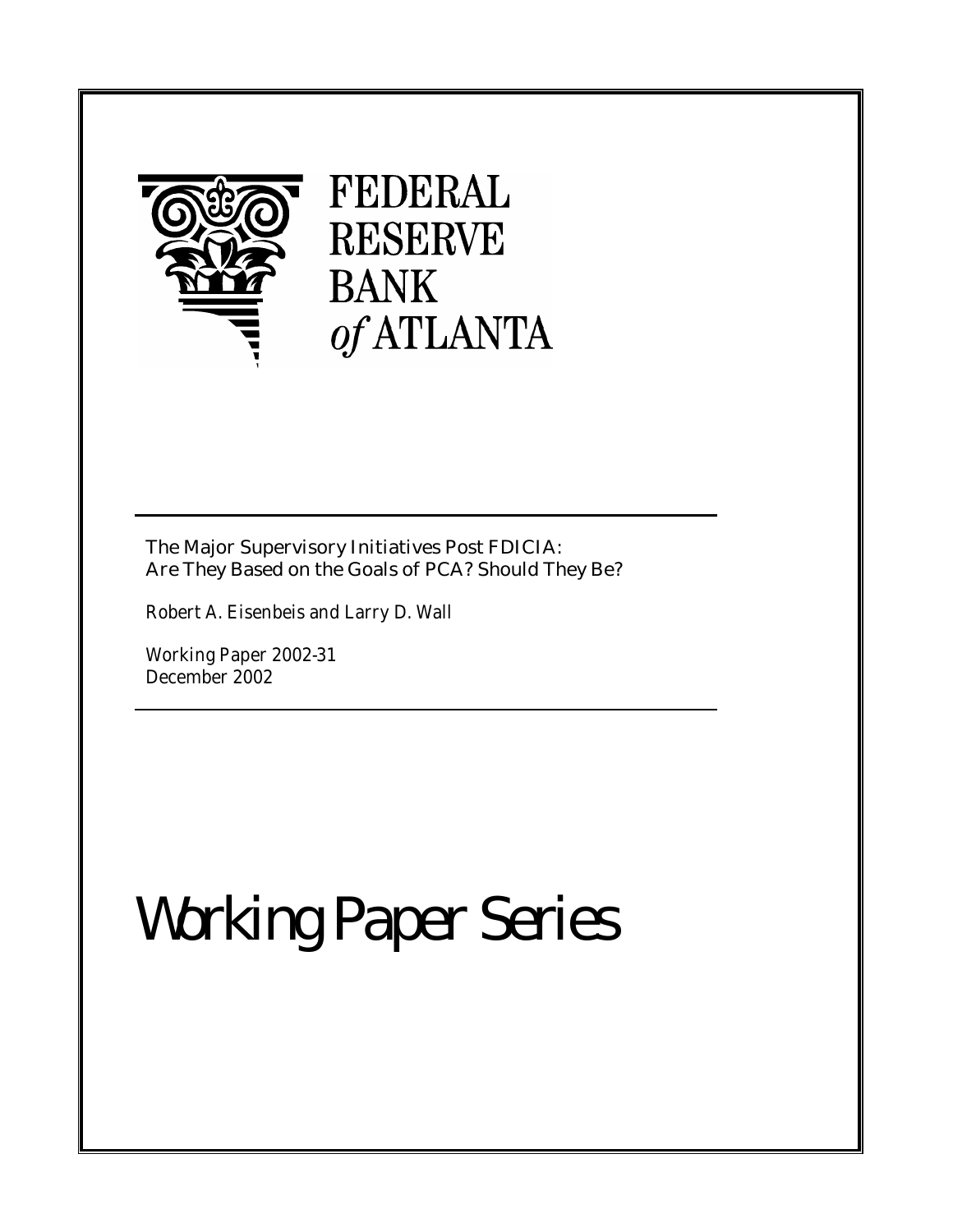FEDERAL RESERVE BANK *of* ATLANTA

# The Major Supervisory Initiatives Post FDICIA: Are They Based on the Goals of PCA? Should They Be?

Robert A. Eisenbeis and Larry D. Wall

Working Paper 2002-31
December 2002

# Working Paper Series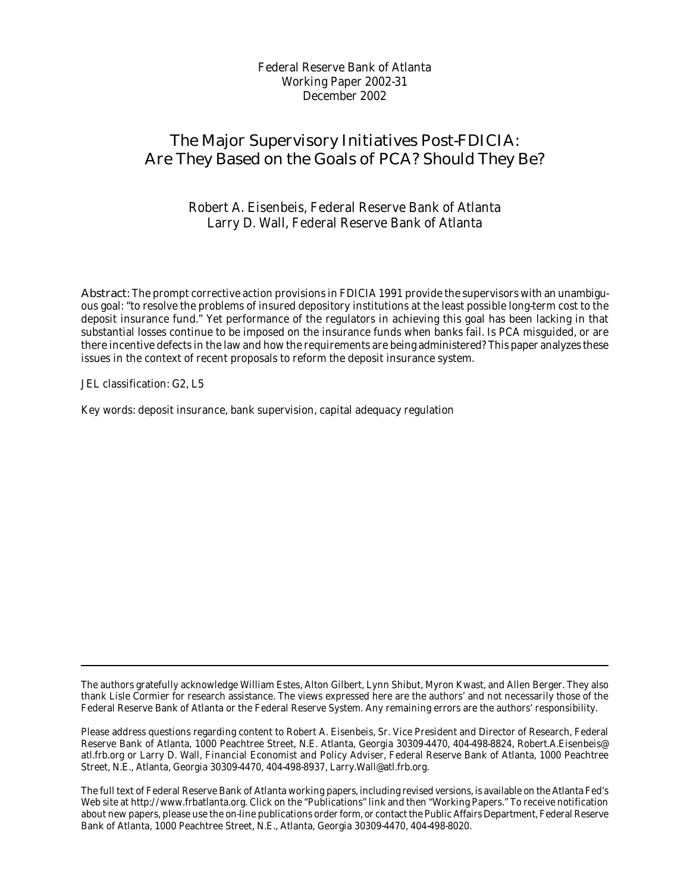Federal Reserve Bank of Atlanta
Working Paper 2002-31
December 2002

# The Major Supervisory Initiatives Post-FDICIA: Are They Based on the Goals of PCA? Should They Be?

Robert A. Eisenbeis, Federal Reserve Bank of Atlanta
Larry D. Wall, Federal Reserve Bank of Atlanta

**Abstract:** The prompt corrective action provisions in FDICIA 1991 provide the supervisors with an unambiguous goal: "to resolve the problems of insured depository institutions at the least possible long-term cost to the deposit insurance fund." Yet performance of the regulators in achieving this goal has been lacking in that substantial losses continue to be imposed on the insurance funds when banks fail. Is PCA misguided, or are there incentive defects in the law and how the requirements are being administered? This paper analyzes these issues in the context of recent proposals to reform the deposit insurance system.

JEL classification: G2, L5

Key words: deposit insurance, bank supervision, capital adequacy regulation

---

The authors gratefully acknowledge William Estes, Alton Gilbert, Lynn Shibut, Myron Kwast, and Allen Berger. They also thank Lisle Cormier for research assistance. The views expressed here are the authors' and not necessarily those of the Federal Reserve Bank of Atlanta or the Federal Reserve System. Any remaining errors are the authors' responsibility.

Please address questions regarding content to Robert A. Eisenbeis, Sr. Vice President and Director of Research, Federal Reserve Bank of Atlanta, 1000 Peachtree Street, N.E. Atlanta, Georgia 30309-4470, 404-498-8824, Robert.A.Eisenbeis@atl.frb.org or Larry D. Wall, Financial Economist and Policy Adviser, Federal Reserve Bank of Atlanta, 1000 Peachtree Street, N.E., Atlanta, Georgia 30309-4470, 404-498-8937, Larry.Wall@atl.frb.org.

The full text of Federal Reserve Bank of Atlanta working papers, including revised versions, is available on the Atlanta Fed's Web site at http://www.frbatlanta.org. Click on the "Publications" link and then "Working Papers." To receive notification about new papers, please use the on-line publications order form, or contact the Public Affairs Department, Federal Reserve Bank of Atlanta, 1000 Peachtree Street, N.E., Atlanta, Georgia 30309-4470, 404-498-8020.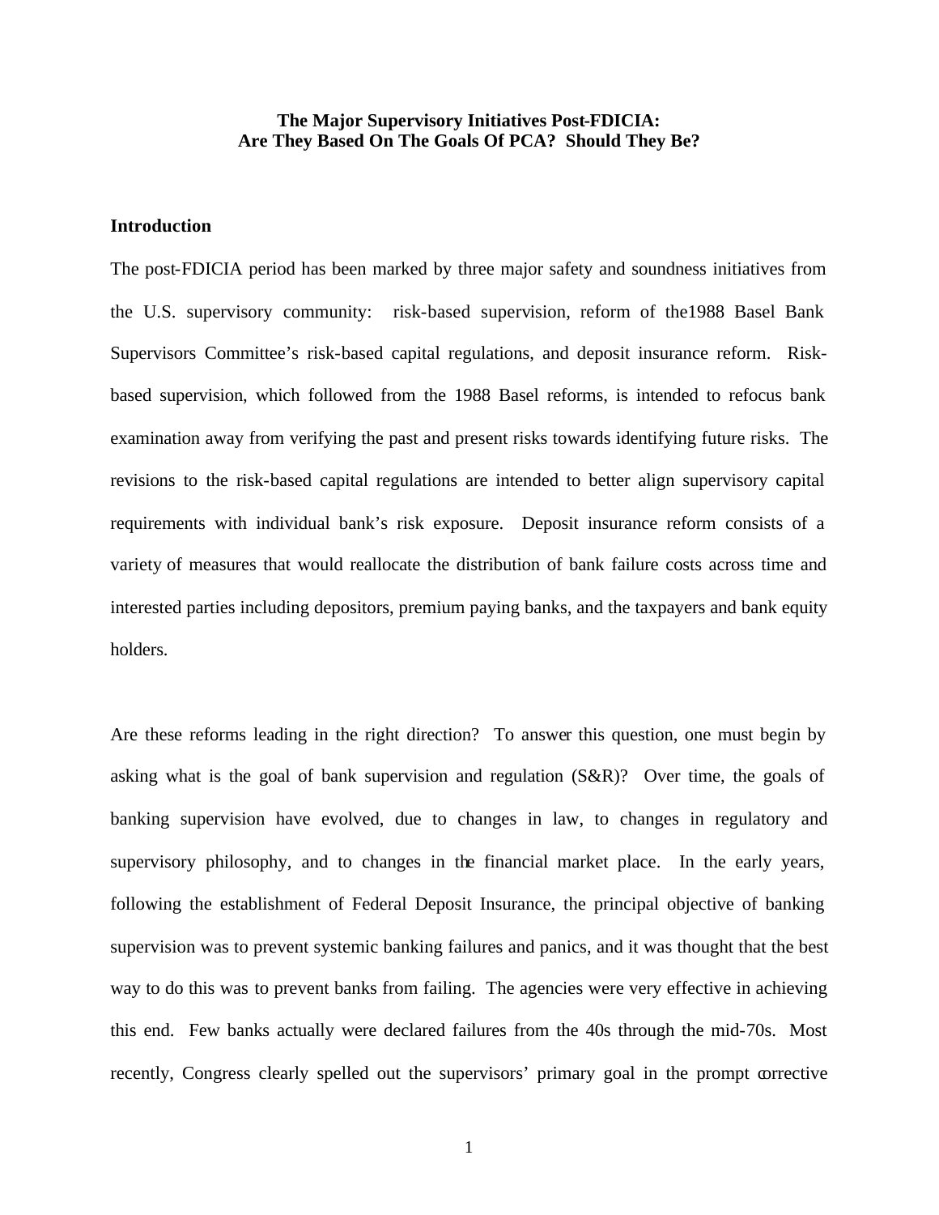**The Major Supervisory Initiatives Post-FDICIA: Are They Based On The Goals Of PCA? Should They Be?**

## Introduction

The post-FDICIA period has been marked by three major safety and soundness initiatives from the U.S. supervisory community: risk-based supervision, reform of the1988 Basel Bank Supervisors Committee's risk-based capital regulations, and deposit insurance reform. Risk-based supervision, which followed from the 1988 Basel reforms, is intended to refocus bank examination away from verifying the past and present risks towards identifying future risks. The revisions to the risk-based capital regulations are intended to better align supervisory capital requirements with individual bank's risk exposure. Deposit insurance reform consists of a variety of measures that would reallocate the distribution of bank failure costs across time and interested parties including depositors, premium paying banks, and the taxpayers and bank equity holders.

Are these reforms leading in the right direction? To answer this question, one must begin by asking what is the goal of bank supervision and regulation (S&R)? Over time, the goals of banking supervision have evolved, due to changes in law, to changes in regulatory and supervisory philosophy, and to changes in the financial market place. In the early years, following the establishment of Federal Deposit Insurance, the principal objective of banking supervision was to prevent systemic banking failures and panics, and it was thought that the best way to do this was to prevent banks from failing. The agencies were very effective in achieving this end. Few banks actually were declared failures from the 40s through the mid-70s. Most recently, Congress clearly spelled out the supervisors' primary goal in the prompt corrective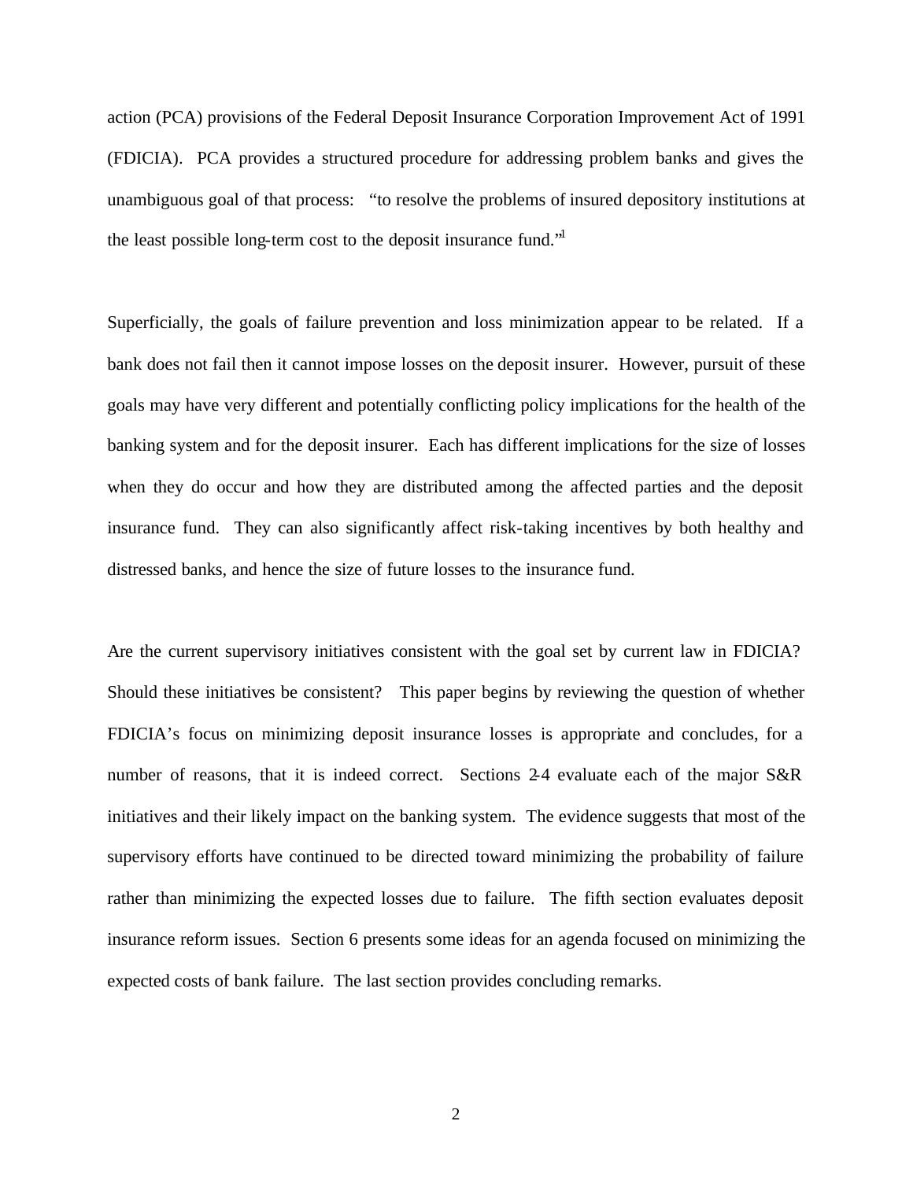action (PCA) provisions of the Federal Deposit Insurance Corporation Improvement Act of 1991 (FDICIA). PCA provides a structured procedure for addressing problem banks and gives the unambiguous goal of that process: "to resolve the problems of insured depository institutions at the least possible long-term cost to the deposit insurance fund."[1]

Superficially, the goals of failure prevention and loss minimization appear to be related. If a bank does not fail then it cannot impose losses on the deposit insurer. However, pursuit of these goals may have very different and potentially conflicting policy implications for the health of the banking system and for the deposit insurer. Each has different implications for the size of losses when they do occur and how they are distributed among the affected parties and the deposit insurance fund. They can also significantly affect risk-taking incentives by both healthy and distressed banks, and hence the size of future losses to the insurance fund.

Are the current supervisory initiatives consistent with the goal set by current law in FDICIA? Should these initiatives be consistent? This paper begins by reviewing the question of whether FDICIA's focus on minimizing deposit insurance losses is appropriate and concludes, for a number of reasons, that it is indeed correct. Sections 2-4 evaluate each of the major S&R initiatives and their likely impact on the banking system. The evidence suggests that most of the supervisory efforts have continued to be directed toward minimizing the probability of failure rather than minimizing the expected losses due to failure. The fifth section evaluates deposit insurance reform issues. Section 6 presents some ideas for an agenda focused on minimizing the expected costs of bank failure. The last section provides concluding remarks.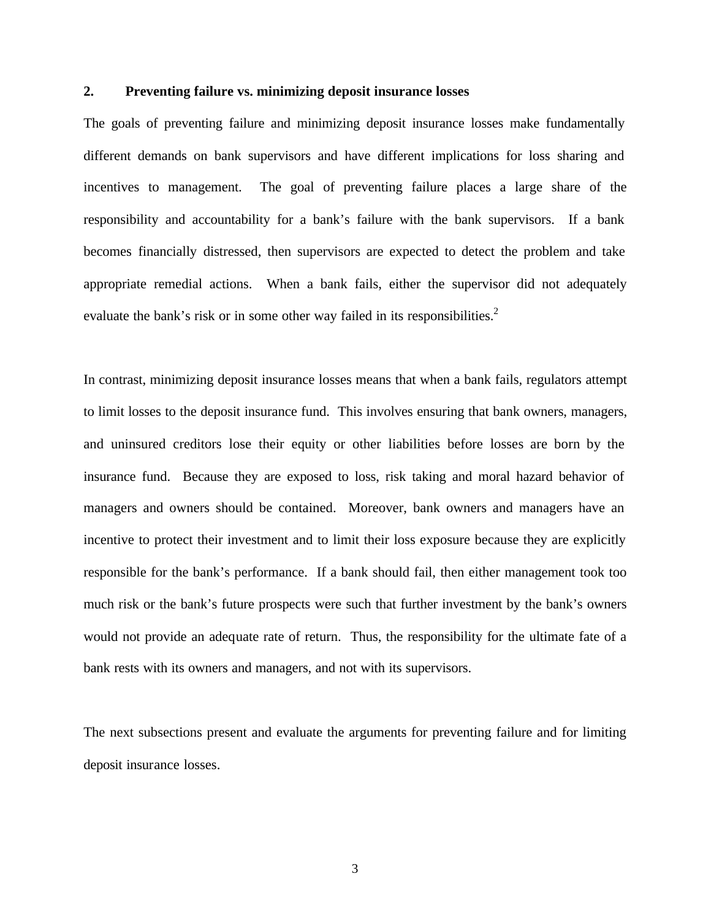## 2. Preventing failure vs. minimizing deposit insurance losses

The goals of preventing failure and minimizing deposit insurance losses make fundamentally different demands on bank supervisors and have different implications for loss sharing and incentives to management. The goal of preventing failure places a large share of the responsibility and accountability for a bank's failure with the bank supervisors. If a bank becomes financially distressed, then supervisors are expected to detect the problem and take appropriate remedial actions. When a bank fails, either the supervisor did not adequately evaluate the bank's risk or in some other way failed in its responsibilities.[2]

In contrast, minimizing deposit insurance losses means that when a bank fails, regulators attempt to limit losses to the deposit insurance fund. This involves ensuring that bank owners, managers, and uninsured creditors lose their equity or other liabilities before losses are born by the insurance fund. Because they are exposed to loss, risk taking and moral hazard behavior of managers and owners should be contained. Moreover, bank owners and managers have an incentive to protect their investment and to limit their loss exposure because they are explicitly responsible for the bank's performance. If a bank should fail, then either management took too much risk or the bank's future prospects were such that further investment by the bank's owners would not provide an adequate rate of return. Thus, the responsibility for the ultimate fate of a bank rests with its owners and managers, and not with its supervisors.

The next subsections present and evaluate the arguments for preventing failure and for limiting deposit insurance losses.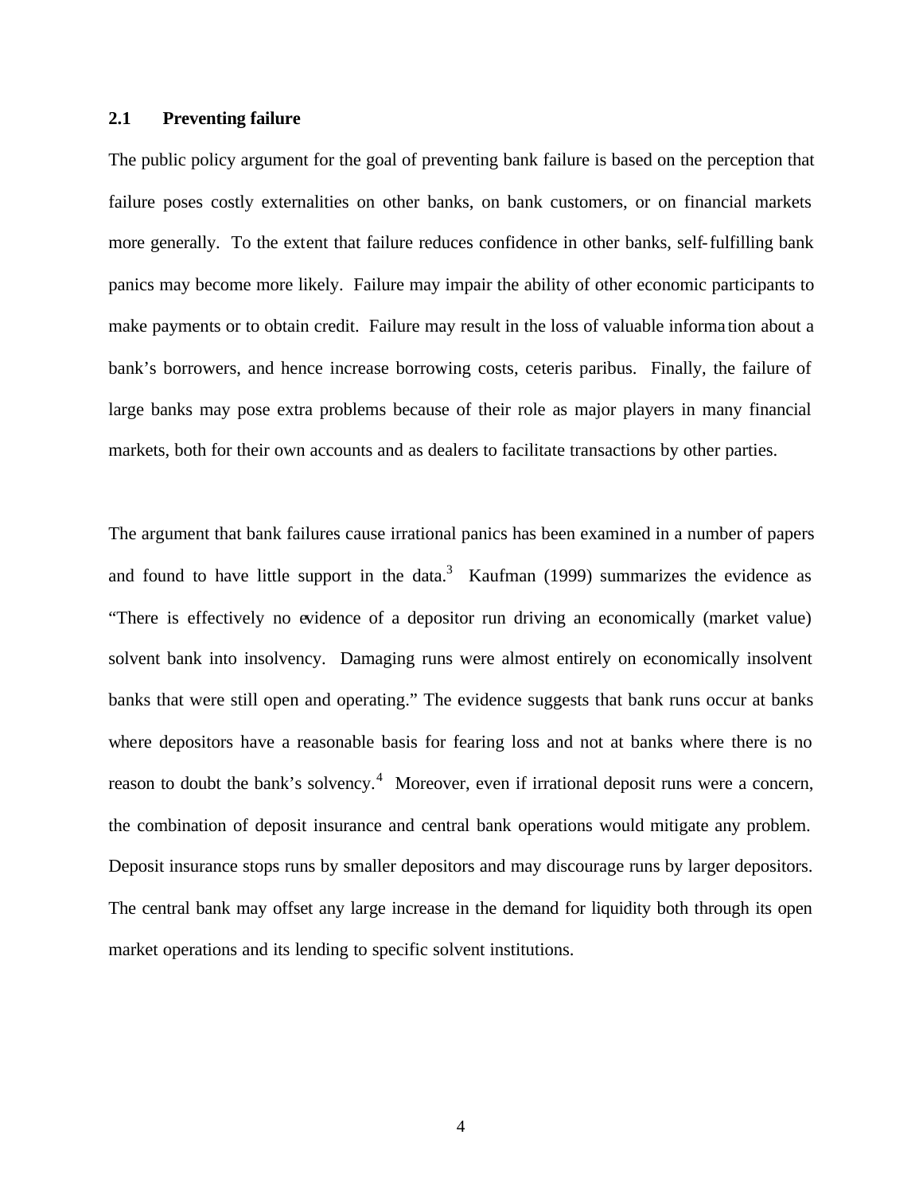### 2.1 Preventing failure

The public policy argument for the goal of preventing bank failure is based on the perception that failure poses costly externalities on other banks, on bank customers, or on financial markets more generally. To the extent that failure reduces confidence in other banks, self-fulfilling bank panics may become more likely. Failure may impair the ability of other economic participants to make payments or to obtain credit. Failure may result in the loss of valuable information about a bank's borrowers, and hence increase borrowing costs, ceteris paribus. Finally, the failure of large banks may pose extra problems because of their role as major players in many financial markets, both for their own accounts and as dealers to facilitate transactions by other parties.

The argument that bank failures cause irrational panics has been examined in a number of papers and found to have little support in the data.[3] Kaufman (1999) summarizes the evidence as "There is effectively no evidence of a depositor run driving an economically (market value) solvent bank into insolvency. Damaging runs were almost entirely on economically insolvent banks that were still open and operating." The evidence suggests that bank runs occur at banks where depositors have a reasonable basis for fearing loss and not at banks where there is no reason to doubt the bank's solvency.[4] Moreover, even if irrational deposit runs were a concern, the combination of deposit insurance and central bank operations would mitigate any problem. Deposit insurance stops runs by smaller depositors and may discourage runs by larger depositors. The central bank may offset any large increase in the demand for liquidity both through its open market operations and its lending to specific solvent institutions.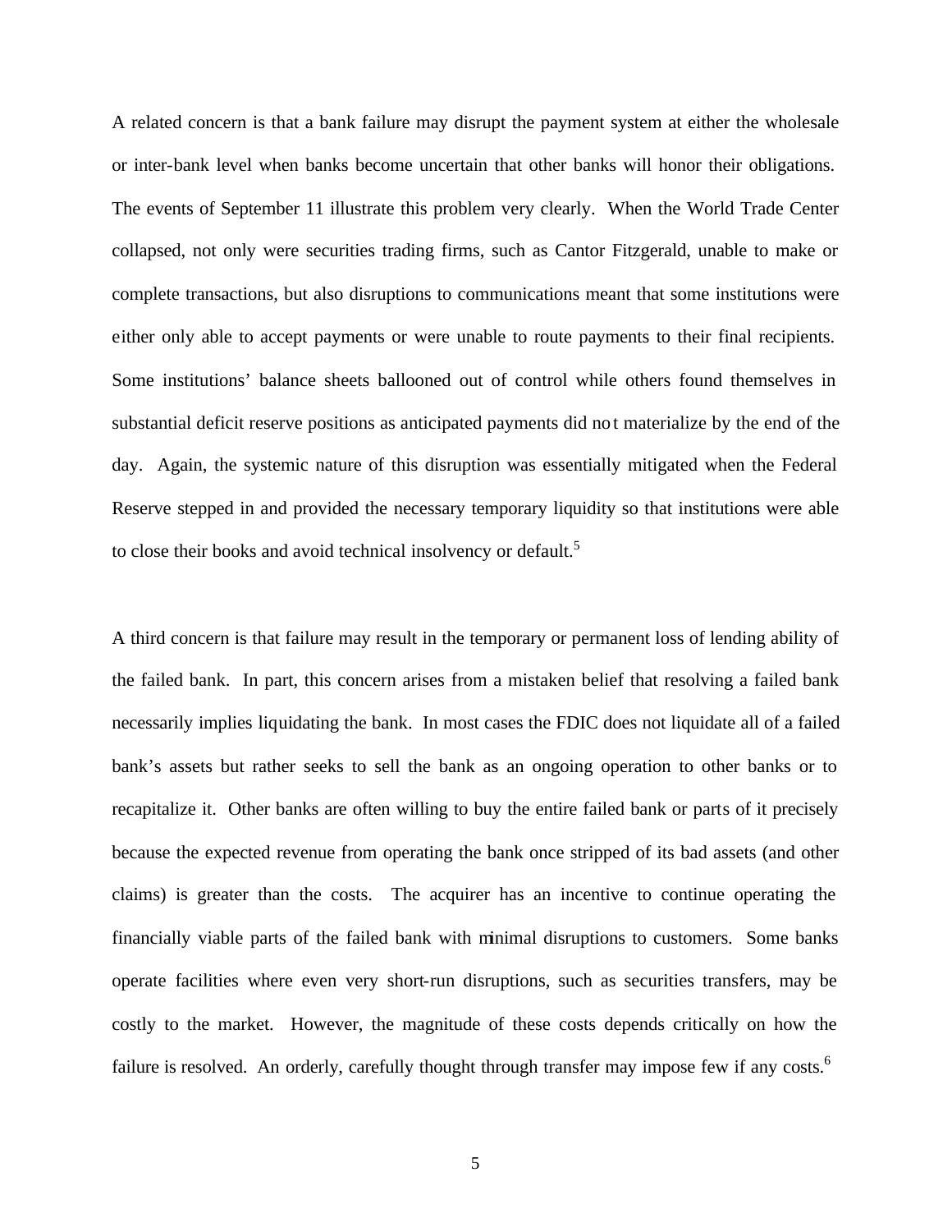A related concern is that a bank failure may disrupt the payment system at either the wholesale or inter-bank level when banks become uncertain that other banks will honor their obligations. The events of September 11 illustrate this problem very clearly. When the World Trade Center collapsed, not only were securities trading firms, such as Cantor Fitzgerald, unable to make or complete transactions, but also disruptions to communications meant that some institutions were either only able to accept payments or were unable to route payments to their final recipients. Some institutions' balance sheets ballooned out of control while others found themselves in substantial deficit reserve positions as anticipated payments did not materialize by the end of the day. Again, the systemic nature of this disruption was essentially mitigated when the Federal Reserve stepped in and provided the necessary temporary liquidity so that institutions were able to close their books and avoid technical insolvency or default.[5]

A third concern is that failure may result in the temporary or permanent loss of lending ability of the failed bank. In part, this concern arises from a mistaken belief that resolving a failed bank necessarily implies liquidating the bank. In most cases the FDIC does not liquidate all of a failed bank's assets but rather seeks to sell the bank as an ongoing operation to other banks or to recapitalize it. Other banks are often willing to buy the entire failed bank or parts of it precisely because the expected revenue from operating the bank once stripped of its bad assets (and other claims) is greater than the costs. The acquirer has an incentive to continue operating the financially viable parts of the failed bank with minimal disruptions to customers. Some banks operate facilities where even very short-run disruptions, such as securities transfers, may be costly to the market. However, the magnitude of these costs depends critically on how the failure is resolved. An orderly, carefully thought through transfer may impose few if any costs.[6]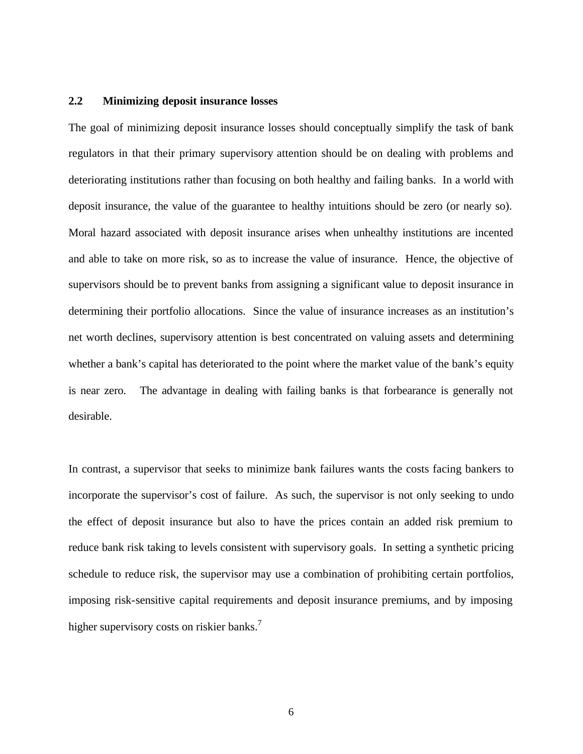### 2.2 Minimizing deposit insurance losses

The goal of minimizing deposit insurance losses should conceptually simplify the task of bank regulators in that their primary supervisory attention should be on dealing with problems and deteriorating institutions rather than focusing on both healthy and failing banks. In a world with deposit insurance, the value of the guarantee to healthy intuitions should be zero (or nearly so). Moral hazard associated with deposit insurance arises when unhealthy institutions are incented and able to take on more risk, so as to increase the value of insurance. Hence, the objective of supervisors should be to prevent banks from assigning a significant value to deposit insurance in determining their portfolio allocations. Since the value of insurance increases as an institution's net worth declines, supervisory attention is best concentrated on valuing assets and determining whether a bank's capital has deteriorated to the point where the market value of the bank's equity is near zero. The advantage in dealing with failing banks is that forbearance is generally not desirable.

In contrast, a supervisor that seeks to minimize bank failures wants the costs facing bankers to incorporate the supervisor's cost of failure. As such, the supervisor is not only seeking to undo the effect of deposit insurance but also to have the prices contain an added risk premium to reduce bank risk taking to levels consistent with supervisory goals. In setting a synthetic pricing schedule to reduce risk, the supervisor may use a combination of prohibiting certain portfolios, imposing risk-sensitive capital requirements and deposit insurance premiums, and by imposing higher supervisory costs on riskier banks.[7]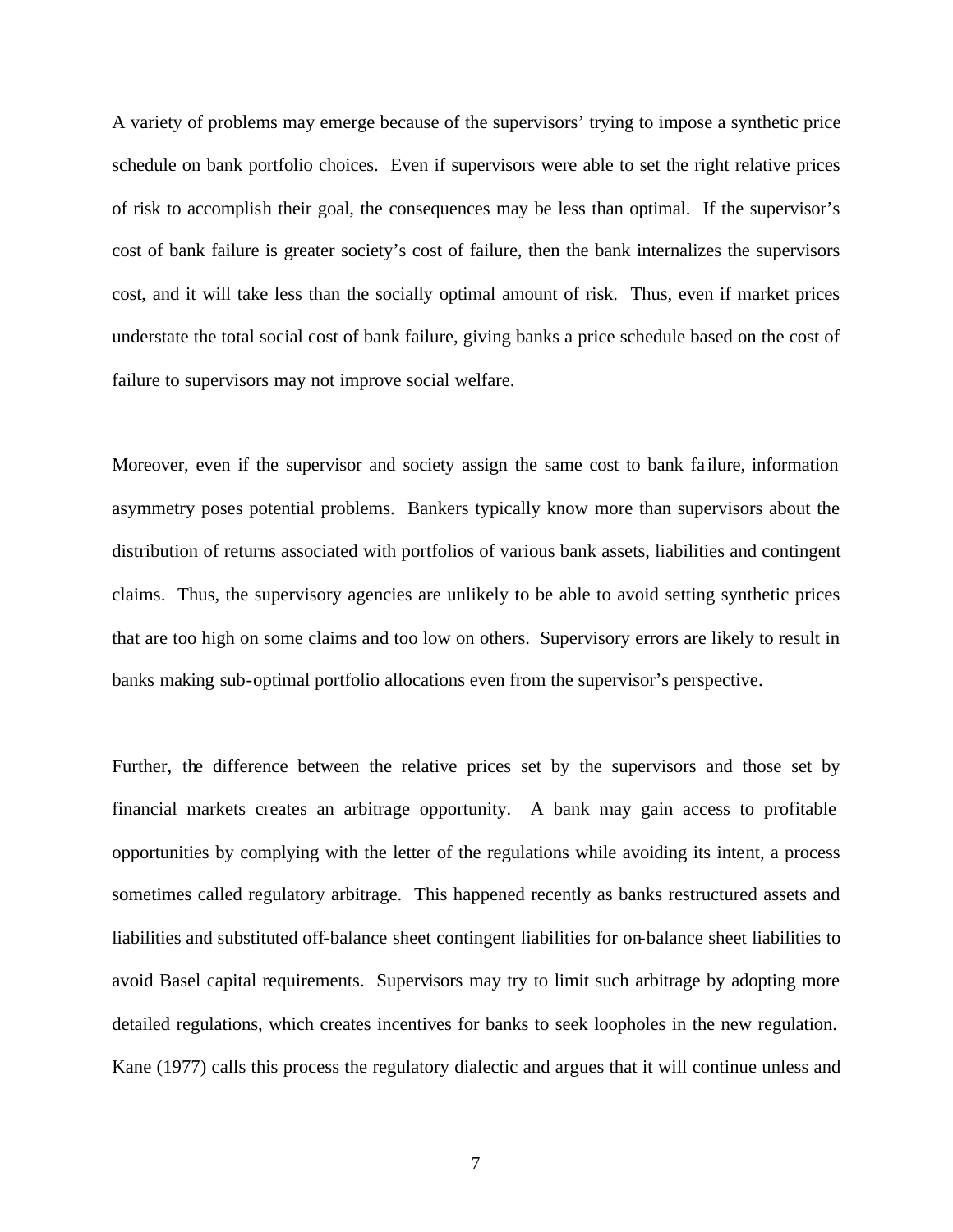A variety of problems may emerge because of the supervisors' trying to impose a synthetic price schedule on bank portfolio choices. Even if supervisors were able to set the right relative prices of risk to accomplish their goal, the consequences may be less than optimal. If the supervisor's cost of bank failure is greater society's cost of failure, then the bank internalizes the supervisors cost, and it will take less than the socially optimal amount of risk. Thus, even if market prices understate the total social cost of bank failure, giving banks a price schedule based on the cost of failure to supervisors may not improve social welfare.

Moreover, even if the supervisor and society assign the same cost to bank failure, information asymmetry poses potential problems. Bankers typically know more than supervisors about the distribution of returns associated with portfolios of various bank assets, liabilities and contingent claims. Thus, the supervisory agencies are unlikely to be able to avoid setting synthetic prices that are too high on some claims and too low on others. Supervisory errors are likely to result in banks making sub-optimal portfolio allocations even from the supervisor's perspective.

Further, the difference between the relative prices set by the supervisors and those set by financial markets creates an arbitrage opportunity. A bank may gain access to profitable opportunities by complying with the letter of the regulations while avoiding its intent, a process sometimes called regulatory arbitrage. This happened recently as banks restructured assets and liabilities and substituted off-balance sheet contingent liabilities for on-balance sheet liabilities to avoid Basel capital requirements. Supervisors may try to limit such arbitrage by adopting more detailed regulations, which creates incentives for banks to seek loopholes in the new regulation. Kane (1977) calls this process the regulatory dialectic and argues that it will continue unless and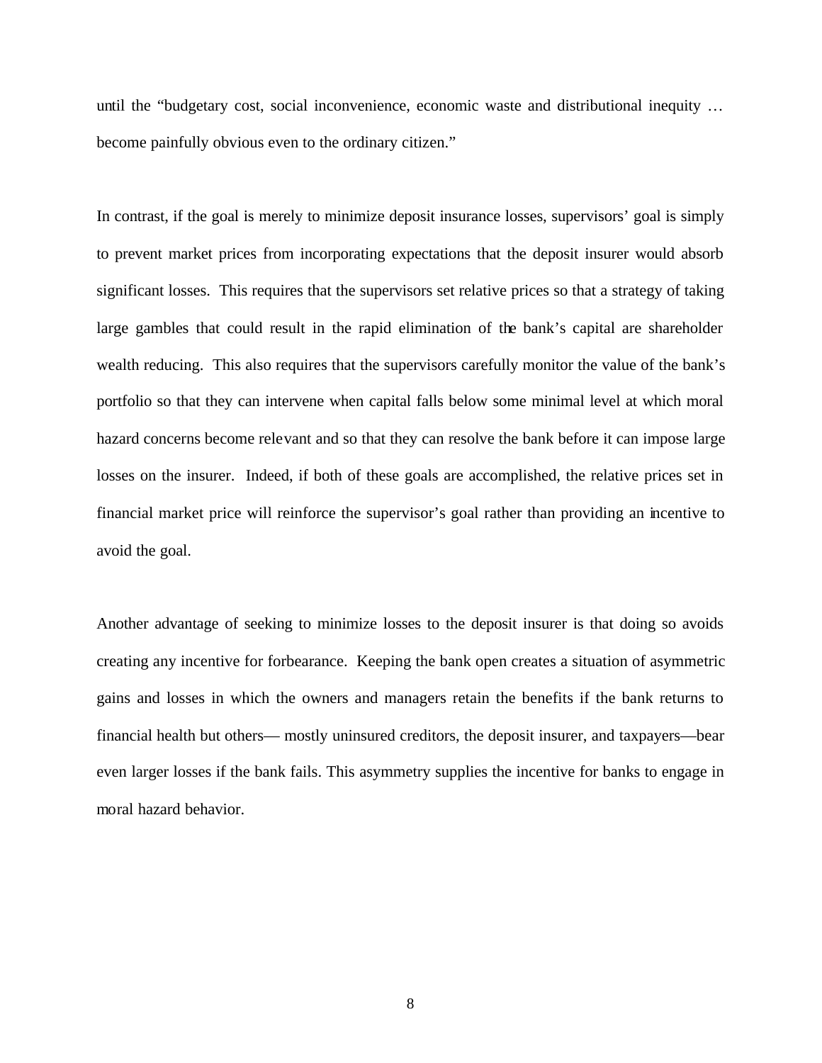until the "budgetary cost, social inconvenience, economic waste and distributional inequity … become painfully obvious even to the ordinary citizen."

In contrast, if the goal is merely to minimize deposit insurance losses, supervisors' goal is simply to prevent market prices from incorporating expectations that the deposit insurer would absorb significant losses. This requires that the supervisors set relative prices so that a strategy of taking large gambles that could result in the rapid elimination of the bank's capital are shareholder wealth reducing. This also requires that the supervisors carefully monitor the value of the bank's portfolio so that they can intervene when capital falls below some minimal level at which moral hazard concerns become relevant and so that they can resolve the bank before it can impose large losses on the insurer. Indeed, if both of these goals are accomplished, the relative prices set in financial market price will reinforce the supervisor's goal rather than providing an incentive to avoid the goal.

Another advantage of seeking to minimize losses to the deposit insurer is that doing so avoids creating any incentive for forbearance. Keeping the bank open creates a situation of asymmetric gains and losses in which the owners and managers retain the benefits if the bank returns to financial health but others— mostly uninsured creditors, the deposit insurer, and taxpayers—bear even larger losses if the bank fails. This asymmetry supplies the incentive for banks to engage in moral hazard behavior.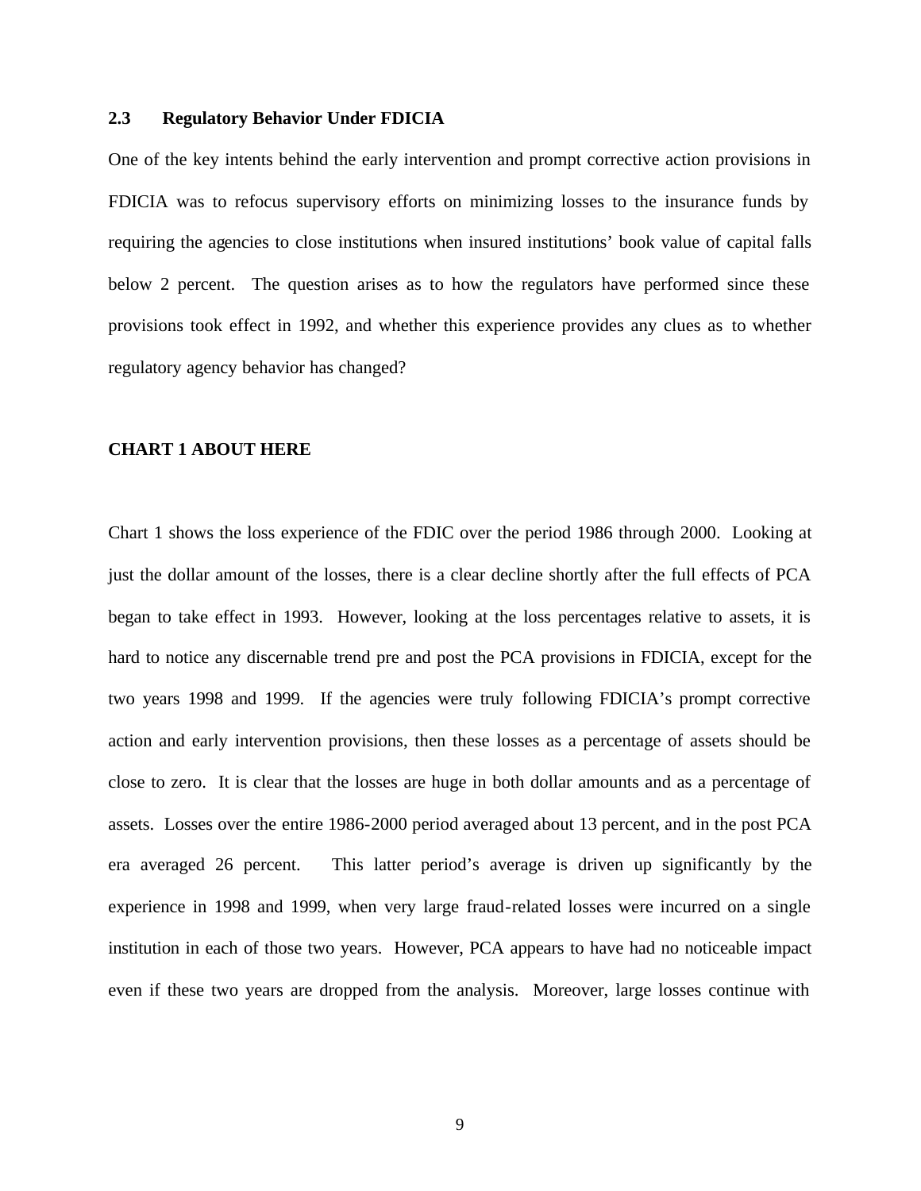### 2.3 Regulatory Behavior Under FDICIA

One of the key intents behind the early intervention and prompt corrective action provisions in FDICIA was to refocus supervisory efforts on minimizing losses to the insurance funds by requiring the agencies to close institutions when insured institutions' book value of capital falls below 2 percent. The question arises as to how the regulators have performed since these provisions took effect in 1992, and whether this experience provides any clues as to whether regulatory agency behavior has changed?

**CHART 1 ABOUT HERE**

Chart 1 shows the loss experience of the FDIC over the period 1986 through 2000. Looking at just the dollar amount of the losses, there is a clear decline shortly after the full effects of PCA began to take effect in 1993. However, looking at the loss percentages relative to assets, it is hard to notice any discernable trend pre and post the PCA provisions in FDICIA, except for the two years 1998 and 1999. If the agencies were truly following FDICIA's prompt corrective action and early intervention provisions, then these losses as a percentage of assets should be close to zero. It is clear that the losses are huge in both dollar amounts and as a percentage of assets. Losses over the entire 1986-2000 period averaged about 13 percent, and in the post PCA era averaged 26 percent. This latter period's average is driven up significantly by the experience in 1998 and 1999, when very large fraud-related losses were incurred on a single institution in each of those two years. However, PCA appears to have had no noticeable impact even if these two years are dropped from the analysis. Moreover, large losses continue with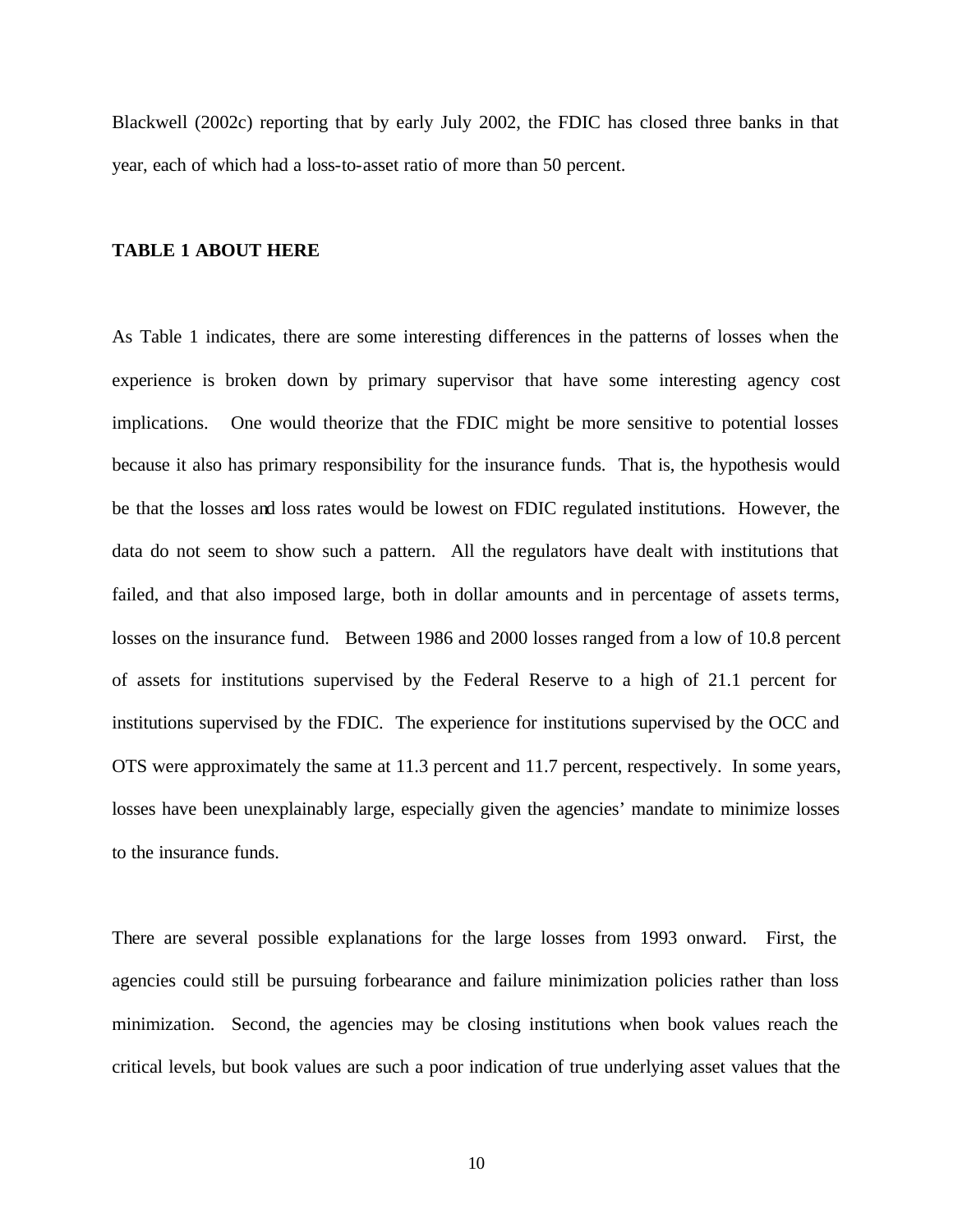Blackwell (2002c) reporting that by early July 2002, the FDIC has closed three banks in that year, each of which had a loss-to-asset ratio of more than 50 percent.

**TABLE 1 ABOUT HERE**

As Table 1 indicates, there are some interesting differences in the patterns of losses when the experience is broken down by primary supervisor that have some interesting agency cost implications. One would theorize that the FDIC might be more sensitive to potential losses because it also has primary responsibility for the insurance funds. That is, the hypothesis would be that the losses and loss rates would be lowest on FDIC regulated institutions. However, the data do not seem to show such a pattern. All the regulators have dealt with institutions that failed, and that also imposed large, both in dollar amounts and in percentage of assets terms, losses on the insurance fund. Between 1986 and 2000 losses ranged from a low of 10.8 percent of assets for institutions supervised by the Federal Reserve to a high of 21.1 percent for institutions supervised by the FDIC. The experience for institutions supervised by the OCC and OTS were approximately the same at 11.3 percent and 11.7 percent, respectively. In some years, losses have been unexplainably large, especially given the agencies' mandate to minimize losses to the insurance funds.

There are several possible explanations for the large losses from 1993 onward. First, the agencies could still be pursuing forbearance and failure minimization policies rather than loss minimization. Second, the agencies may be closing institutions when book values reach the critical levels, but book values are such a poor indication of true underlying asset values that the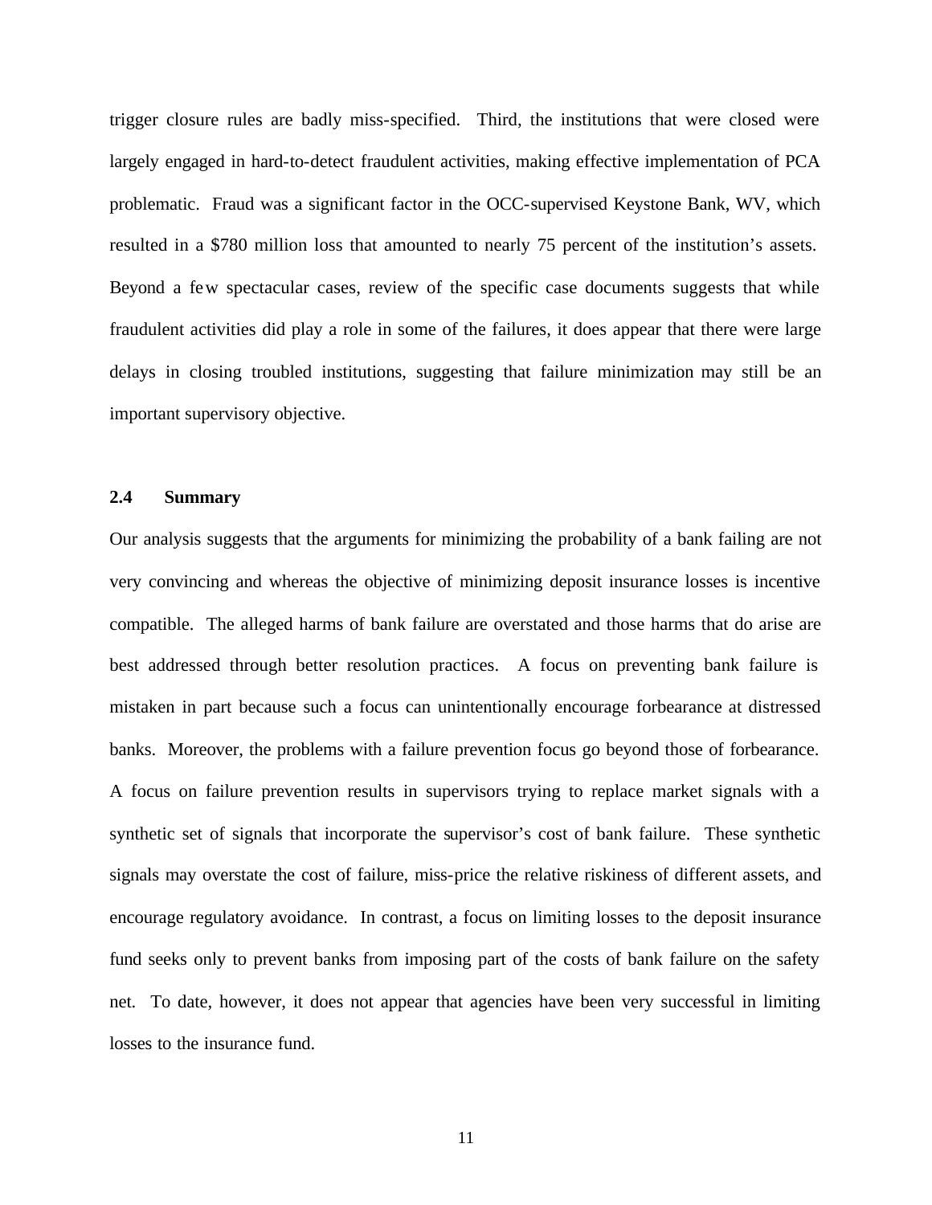trigger closure rules are badly miss-specified. Third, the institutions that were closed were largely engaged in hard-to-detect fraudulent activities, making effective implementation of PCA problematic. Fraud was a significant factor in the OCC-supervised Keystone Bank, WV, which resulted in a $780 million loss that amounted to nearly 75 percent of the institution's assets. Beyond a few spectacular cases, review of the specific case documents suggests that while fraudulent activities did play a role in some of the failures, it does appear that there were large delays in closing troubled institutions, suggesting that failure minimization may still be an important supervisory objective.

### 2.4 Summary

Our analysis suggests that the arguments for minimizing the probability of a bank failing are not very convincing and whereas the objective of minimizing deposit insurance losses is incentive compatible. The alleged harms of bank failure are overstated and those harms that do arise are best addressed through better resolution practices. A focus on preventing bank failure is mistaken in part because such a focus can unintentionally encourage forbearance at distressed banks. Moreover, the problems with a failure prevention focus go beyond those of forbearance. A focus on failure prevention results in supervisors trying to replace market signals with a synthetic set of signals that incorporate the supervisor's cost of bank failure. These synthetic signals may overstate the cost of failure, miss-price the relative riskiness of different assets, and encourage regulatory avoidance. In contrast, a focus on limiting losses to the deposit insurance fund seeks only to prevent banks from imposing part of the costs of bank failure on the safety net. To date, however, it does not appear that agencies have been very successful in limiting losses to the insurance fund.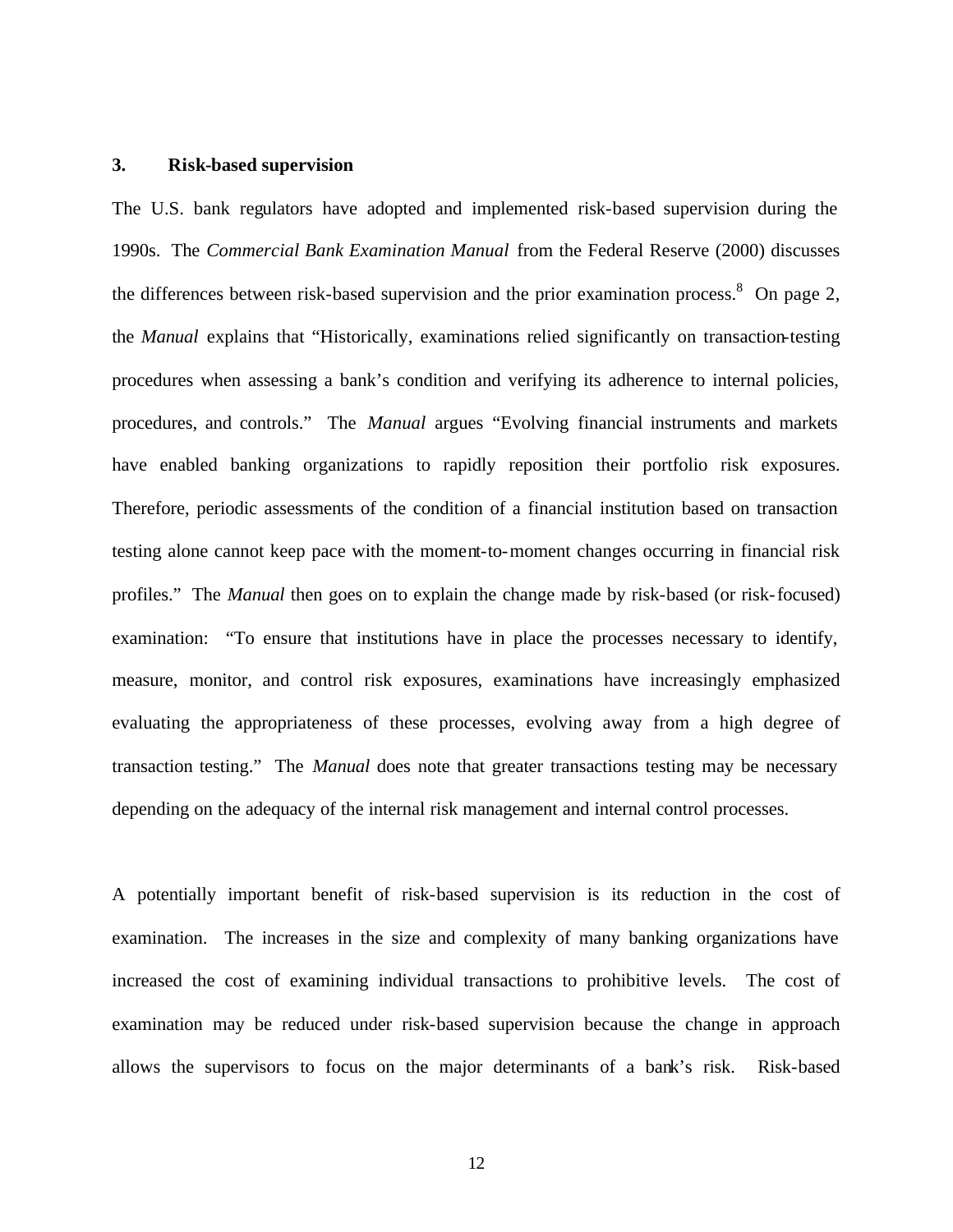## 3. Risk-based supervision

The U.S. bank regulators have adopted and implemented risk-based supervision during the 1990s. The *Commercial Bank Examination Manual* from the Federal Reserve (2000) discusses the differences between risk-based supervision and the prior examination process.[8] On page 2, the *Manual* explains that "Historically, examinations relied significantly on transaction-testing procedures when assessing a bank's condition and verifying its adherence to internal policies, procedures, and controls." The *Manual* argues "Evolving financial instruments and markets have enabled banking organizations to rapidly reposition their portfolio risk exposures. Therefore, periodic assessments of the condition of a financial institution based on transaction testing alone cannot keep pace with the moment-to-moment changes occurring in financial risk profiles." The *Manual* then goes on to explain the change made by risk-based (or risk-focused) examination: "To ensure that institutions have in place the processes necessary to identify, measure, monitor, and control risk exposures, examinations have increasingly emphasized evaluating the appropriateness of these processes, evolving away from a high degree of transaction testing." The *Manual* does note that greater transactions testing may be necessary depending on the adequacy of the internal risk management and internal control processes.

A potentially important benefit of risk-based supervision is its reduction in the cost of examination. The increases in the size and complexity of many banking organizations have increased the cost of examining individual transactions to prohibitive levels. The cost of examination may be reduced under risk-based supervision because the change in approach allows the supervisors to focus on the major determinants of a bank's risk. Risk-based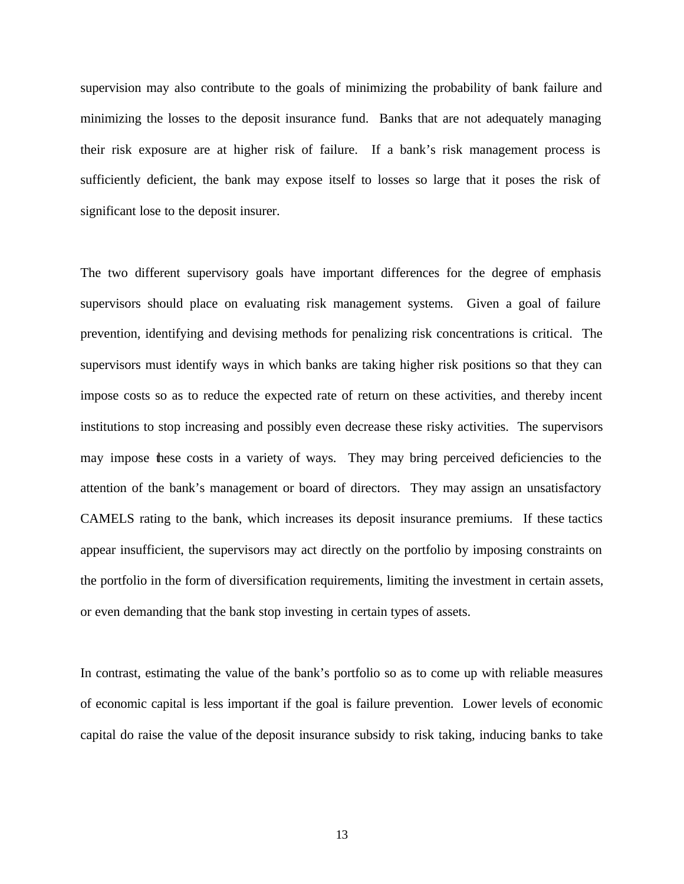supervision may also contribute to the goals of minimizing the probability of bank failure and minimizing the losses to the deposit insurance fund. Banks that are not adequately managing their risk exposure are at higher risk of failure. If a bank's risk management process is sufficiently deficient, the bank may expose itself to losses so large that it poses the risk of significant lose to the deposit insurer.

The two different supervisory goals have important differences for the degree of emphasis supervisors should place on evaluating risk management systems. Given a goal of failure prevention, identifying and devising methods for penalizing risk concentrations is critical. The supervisors must identify ways in which banks are taking higher risk positions so that they can impose costs so as to reduce the expected rate of return on these activities, and thereby incent institutions to stop increasing and possibly even decrease these risky activities. The supervisors may impose these costs in a variety of ways. They may bring perceived deficiencies to the attention of the bank's management or board of directors. They may assign an unsatisfactory CAMELS rating to the bank, which increases its deposit insurance premiums. If these tactics appear insufficient, the supervisors may act directly on the portfolio by imposing constraints on the portfolio in the form of diversification requirements, limiting the investment in certain assets, or even demanding that the bank stop investing in certain types of assets.

In contrast, estimating the value of the bank's portfolio so as to come up with reliable measures of economic capital is less important if the goal is failure prevention. Lower levels of economic capital do raise the value of the deposit insurance subsidy to risk taking, inducing banks to take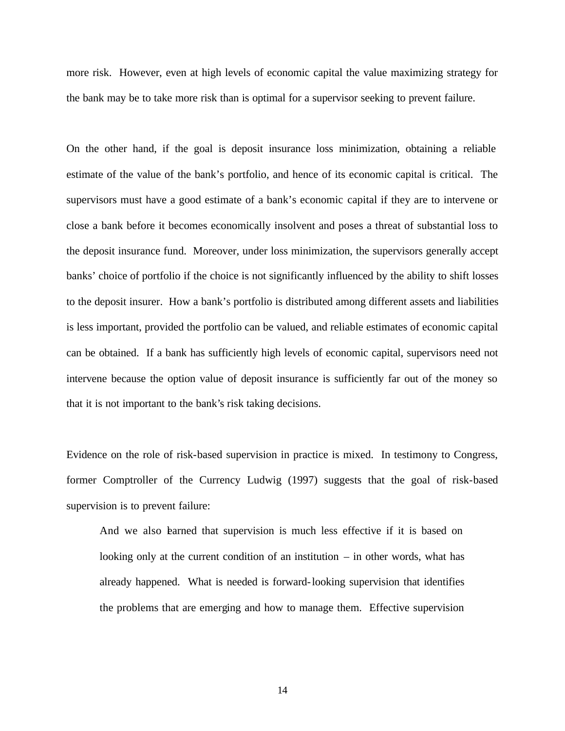more risk. However, even at high levels of economic capital the value maximizing strategy for the bank may be to take more risk than is optimal for a supervisor seeking to prevent failure.

On the other hand, if the goal is deposit insurance loss minimization, obtaining a reliable estimate of the value of the bank's portfolio, and hence of its economic capital is critical. The supervisors must have a good estimate of a bank's economic capital if they are to intervene or close a bank before it becomes economically insolvent and poses a threat of substantial loss to the deposit insurance fund. Moreover, under loss minimization, the supervisors generally accept banks' choice of portfolio if the choice is not significantly influenced by the ability to shift losses to the deposit insurer. How a bank's portfolio is distributed among different assets and liabilities is less important, provided the portfolio can be valued, and reliable estimates of economic capital can be obtained. If a bank has sufficiently high levels of economic capital, supervisors need not intervene because the option value of deposit insurance is sufficiently far out of the money so that it is not important to the bank's risk taking decisions.

Evidence on the role of risk-based supervision in practice is mixed. In testimony to Congress, former Comptroller of the Currency Ludwig (1997) suggests that the goal of risk-based supervision is to prevent failure:

> And we also learned that supervision is much less effective if it is based on looking only at the current condition of an institution – in other words, what has already happened. What is needed is forward-looking supervision that identifies the problems that are emerging and how to manage them. Effective supervision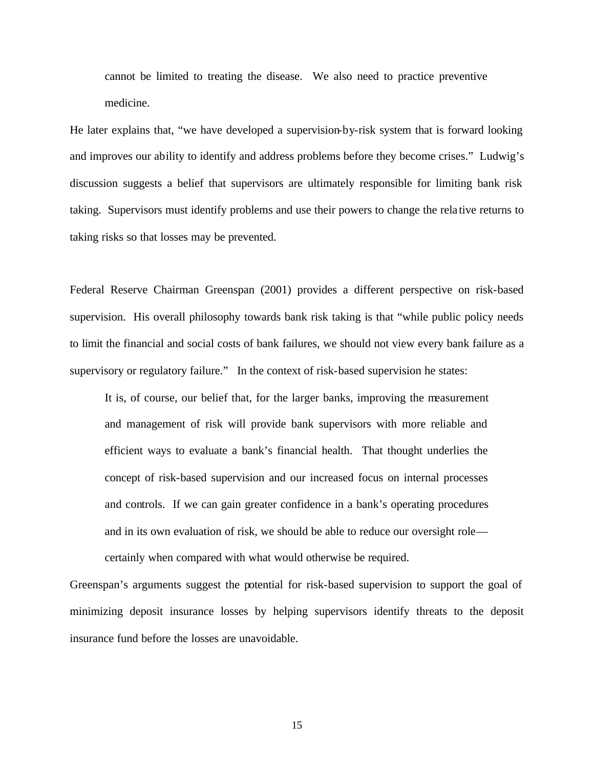> cannot be limited to treating the disease. We also need to practice preventive medicine.

He later explains that, "we have developed a supervision-by-risk system that is forward looking and improves our ability to identify and address problems before they become crises." Ludwig's discussion suggests a belief that supervisors are ultimately responsible for limiting bank risk taking. Supervisors must identify problems and use their powers to change the relative returns to taking risks so that losses may be prevented.

Federal Reserve Chairman Greenspan (2001) provides a different perspective on risk-based supervision. His overall philosophy towards bank risk taking is that "while public policy needs to limit the financial and social costs of bank failures, we should not view every bank failure as a supervisory or regulatory failure." In the context of risk-based supervision he states:

> It is, of course, our belief that, for the larger banks, improving the measurement and management of risk will provide bank supervisors with more reliable and efficient ways to evaluate a bank's financial health. That thought underlies the concept of risk-based supervision and our increased focus on internal processes and controls. If we can gain greater confidence in a bank's operating procedures and in its own evaluation of risk, we should be able to reduce our oversight role—certainly when compared with what would otherwise be required.

Greenspan's arguments suggest the potential for risk-based supervision to support the goal of minimizing deposit insurance losses by helping supervisors identify threats to the deposit insurance fund before the losses are unavoidable.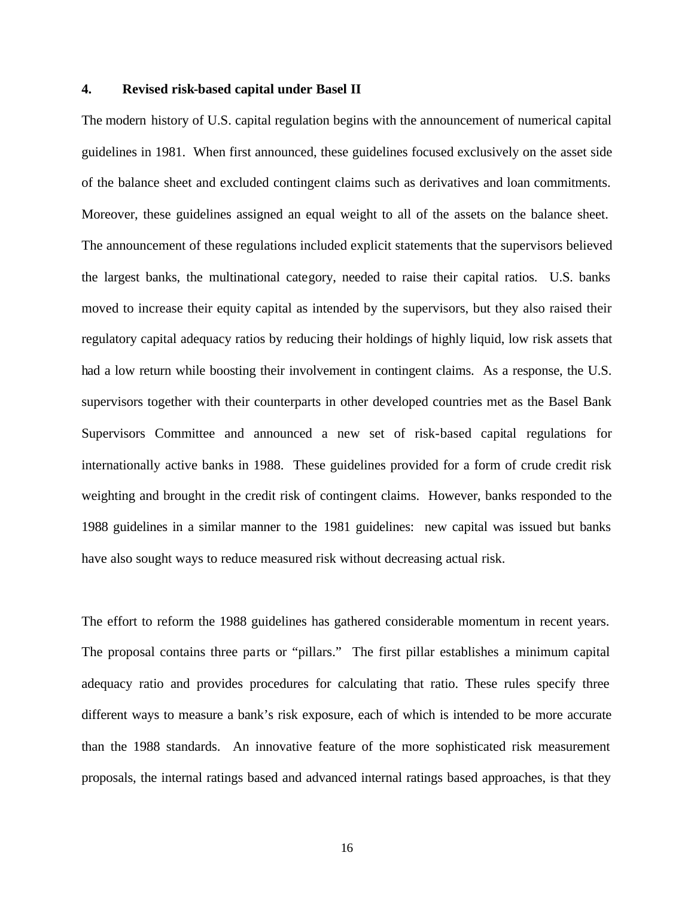## 4. Revised risk-based capital under Basel II

The modern history of U.S. capital regulation begins with the announcement of numerical capital guidelines in 1981. When first announced, these guidelines focused exclusively on the asset side of the balance sheet and excluded contingent claims such as derivatives and loan commitments. Moreover, these guidelines assigned an equal weight to all of the assets on the balance sheet. The announcement of these regulations included explicit statements that the supervisors believed the largest banks, the multinational category, needed to raise their capital ratios. U.S. banks moved to increase their equity capital as intended by the supervisors, but they also raised their regulatory capital adequacy ratios by reducing their holdings of highly liquid, low risk assets that had a low return while boosting their involvement in contingent claims. As a response, the U.S. supervisors together with their counterparts in other developed countries met as the Basel Bank Supervisors Committee and announced a new set of risk-based capital regulations for internationally active banks in 1988. These guidelines provided for a form of crude credit risk weighting and brought in the credit risk of contingent claims. However, banks responded to the 1988 guidelines in a similar manner to the 1981 guidelines: new capital was issued but banks have also sought ways to reduce measured risk without decreasing actual risk.

The effort to reform the 1988 guidelines has gathered considerable momentum in recent years. The proposal contains three parts or "pillars." The first pillar establishes a minimum capital adequacy ratio and provides procedures for calculating that ratio. These rules specify three different ways to measure a bank's risk exposure, each of which is intended to be more accurate than the 1988 standards. An innovative feature of the more sophisticated risk measurement proposals, the internal ratings based and advanced internal ratings based approaches, is that they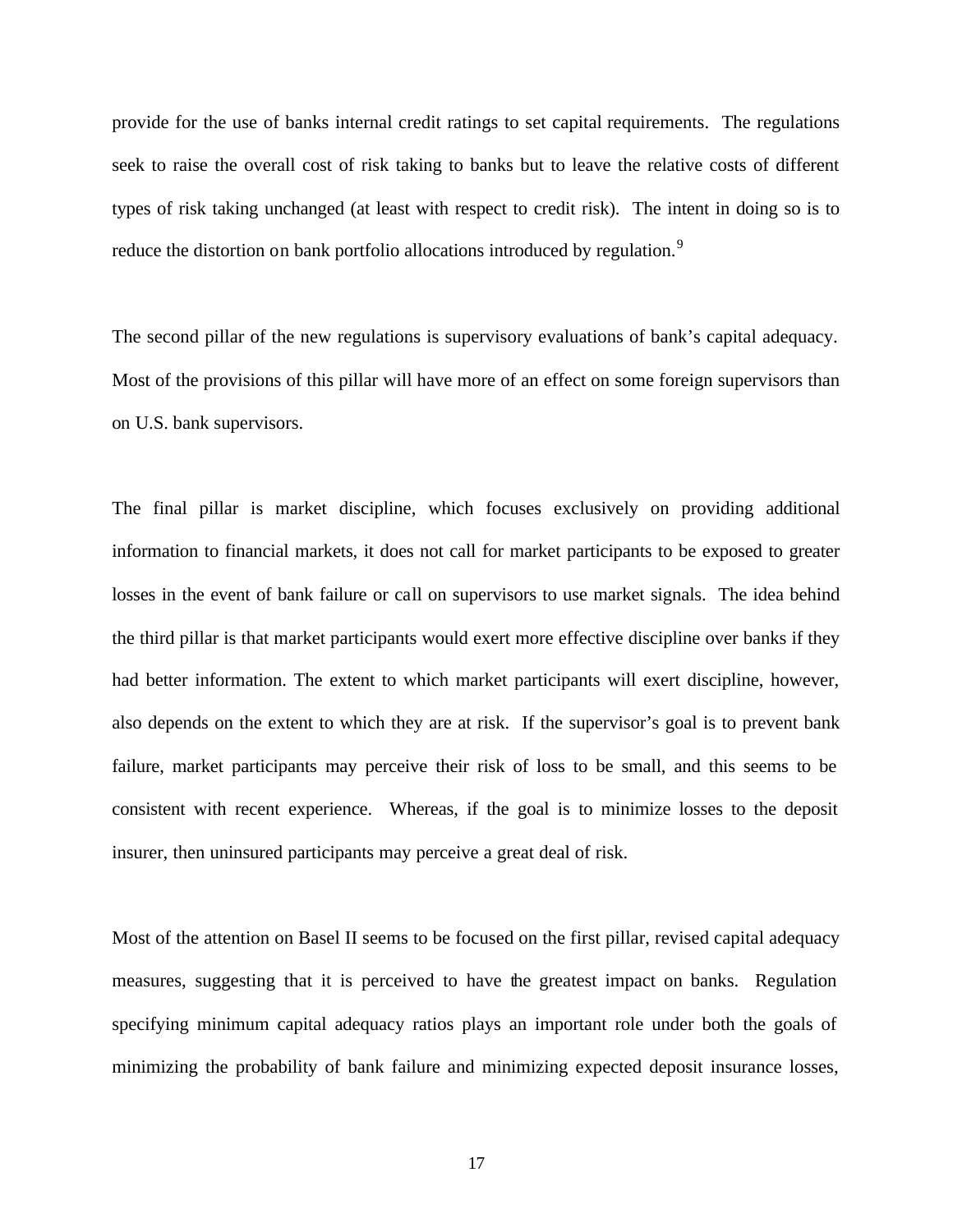provide for the use of banks internal credit ratings to set capital requirements. The regulations seek to raise the overall cost of risk taking to banks but to leave the relative costs of different types of risk taking unchanged (at least with respect to credit risk). The intent in doing so is to reduce the distortion on bank portfolio allocations introduced by regulation.[9]

The second pillar of the new regulations is supervisory evaluations of bank's capital adequacy. Most of the provisions of this pillar will have more of an effect on some foreign supervisors than on U.S. bank supervisors.

The final pillar is market discipline, which focuses exclusively on providing additional information to financial markets, it does not call for market participants to be exposed to greater losses in the event of bank failure or call on supervisors to use market signals. The idea behind the third pillar is that market participants would exert more effective discipline over banks if they had better information. The extent to which market participants will exert discipline, however, also depends on the extent to which they are at risk. If the supervisor's goal is to prevent bank failure, market participants may perceive their risk of loss to be small, and this seems to be consistent with recent experience. Whereas, if the goal is to minimize losses to the deposit insurer, then uninsured participants may perceive a great deal of risk.

Most of the attention on Basel II seems to be focused on the first pillar, revised capital adequacy measures, suggesting that it is perceived to have the greatest impact on banks. Regulation specifying minimum capital adequacy ratios plays an important role under both the goals of minimizing the probability of bank failure and minimizing expected deposit insurance losses,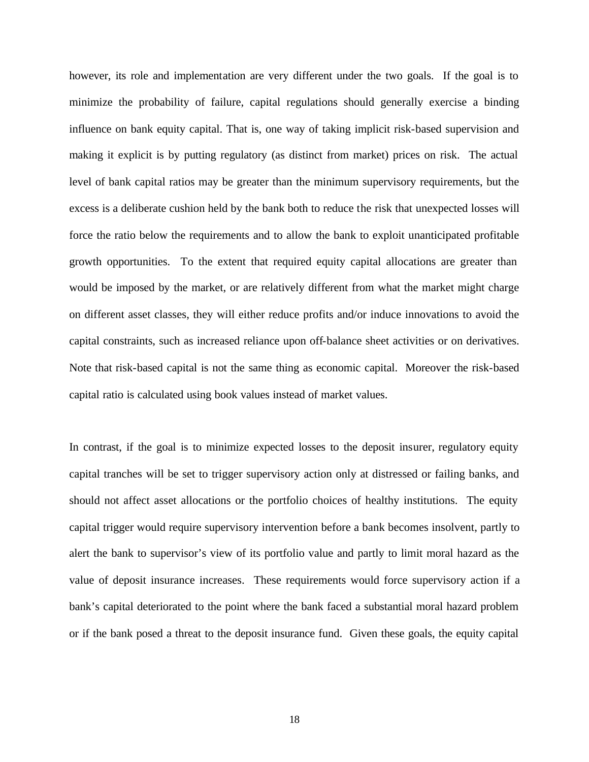however, its role and implementation are very different under the two goals. If the goal is to minimize the probability of failure, capital regulations should generally exercise a binding influence on bank equity capital. That is, one way of taking implicit risk-based supervision and making it explicit is by putting regulatory (as distinct from market) prices on risk. The actual level of bank capital ratios may be greater than the minimum supervisory requirements, but the excess is a deliberate cushion held by the bank both to reduce the risk that unexpected losses will force the ratio below the requirements and to allow the bank to exploit unanticipated profitable growth opportunities. To the extent that required equity capital allocations are greater than would be imposed by the market, or are relatively different from what the market might charge on different asset classes, they will either reduce profits and/or induce innovations to avoid the capital constraints, such as increased reliance upon off-balance sheet activities or on derivatives. Note that risk-based capital is not the same thing as economic capital. Moreover the risk-based capital ratio is calculated using book values instead of market values.

In contrast, if the goal is to minimize expected losses to the deposit insurer, regulatory equity capital tranches will be set to trigger supervisory action only at distressed or failing banks, and should not affect asset allocations or the portfolio choices of healthy institutions. The equity capital trigger would require supervisory intervention before a bank becomes insolvent, partly to alert the bank to supervisor's view of its portfolio value and partly to limit moral hazard as the value of deposit insurance increases. These requirements would force supervisory action if a bank's capital deteriorated to the point where the bank faced a substantial moral hazard problem or if the bank posed a threat to the deposit insurance fund. Given these goals, the equity capital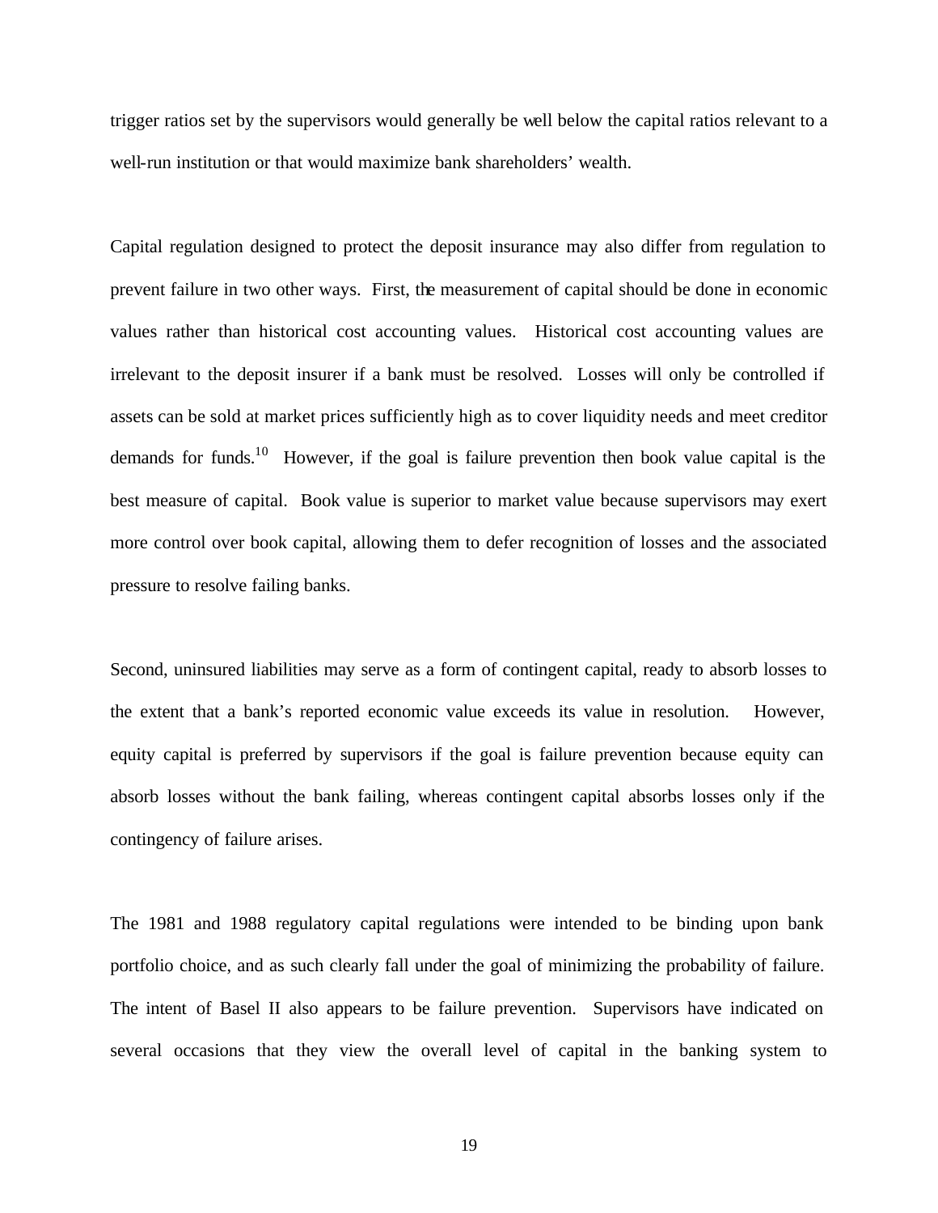trigger ratios set by the supervisors would generally be well below the capital ratios relevant to a well-run institution or that would maximize bank shareholders' wealth.

Capital regulation designed to protect the deposit insurance may also differ from regulation to prevent failure in two other ways. First, the measurement of capital should be done in economic values rather than historical cost accounting values. Historical cost accounting values are irrelevant to the deposit insurer if a bank must be resolved. Losses will only be controlled if assets can be sold at market prices sufficiently high as to cover liquidity needs and meet creditor demands for funds.[10] However, if the goal is failure prevention then book value capital is the best measure of capital. Book value is superior to market value because supervisors may exert more control over book capital, allowing them to defer recognition of losses and the associated pressure to resolve failing banks.

Second, uninsured liabilities may serve as a form of contingent capital, ready to absorb losses to the extent that a bank's reported economic value exceeds its value in resolution. However, equity capital is preferred by supervisors if the goal is failure prevention because equity can absorb losses without the bank failing, whereas contingent capital absorbs losses only if the contingency of failure arises.

The 1981 and 1988 regulatory capital regulations were intended to be binding upon bank portfolio choice, and as such clearly fall under the goal of minimizing the probability of failure. The intent of Basel II also appears to be failure prevention. Supervisors have indicated on several occasions that they view the overall level of capital in the banking system to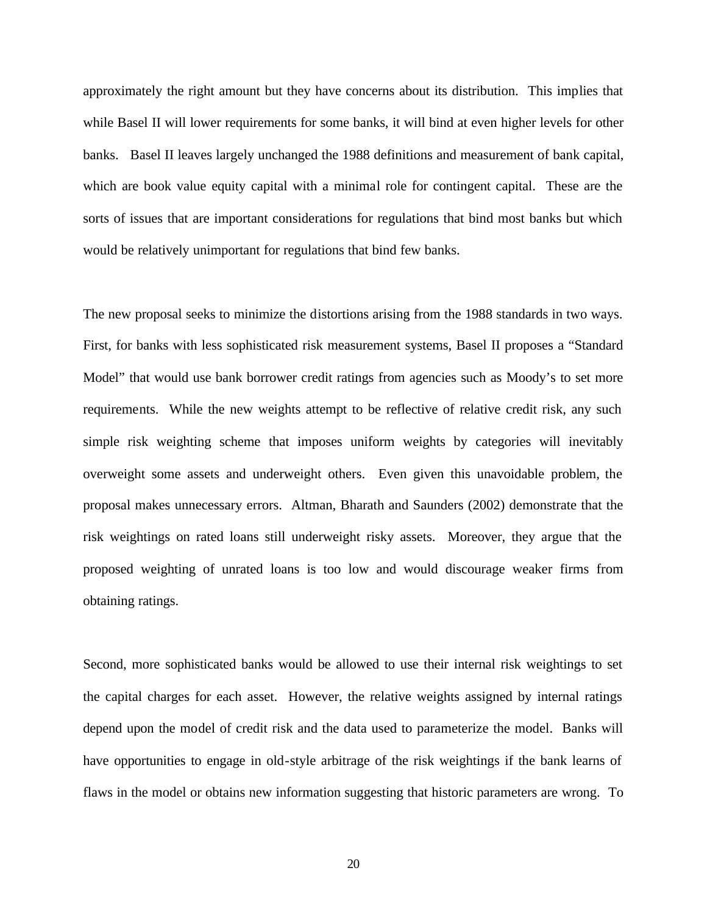approximately the right amount but they have concerns about its distribution. This implies that while Basel II will lower requirements for some banks, it will bind at even higher levels for other banks. Basel II leaves largely unchanged the 1988 definitions and measurement of bank capital, which are book value equity capital with a minimal role for contingent capital. These are the sorts of issues that are important considerations for regulations that bind most banks but which would be relatively unimportant for regulations that bind few banks.

The new proposal seeks to minimize the distortions arising from the 1988 standards in two ways. First, for banks with less sophisticated risk measurement systems, Basel II proposes a "Standard Model" that would use bank borrower credit ratings from agencies such as Moody's to set more requirements. While the new weights attempt to be reflective of relative credit risk, any such simple risk weighting scheme that imposes uniform weights by categories will inevitably overweight some assets and underweight others. Even given this unavoidable problem, the proposal makes unnecessary errors. Altman, Bharath and Saunders (2002) demonstrate that the risk weightings on rated loans still underweight risky assets. Moreover, they argue that the proposed weighting of unrated loans is too low and would discourage weaker firms from obtaining ratings.

Second, more sophisticated banks would be allowed to use their internal risk weightings to set the capital charges for each asset. However, the relative weights assigned by internal ratings depend upon the model of credit risk and the data used to parameterize the model. Banks will have opportunities to engage in old-style arbitrage of the risk weightings if the bank learns of flaws in the model or obtains new information suggesting that historic parameters are wrong. To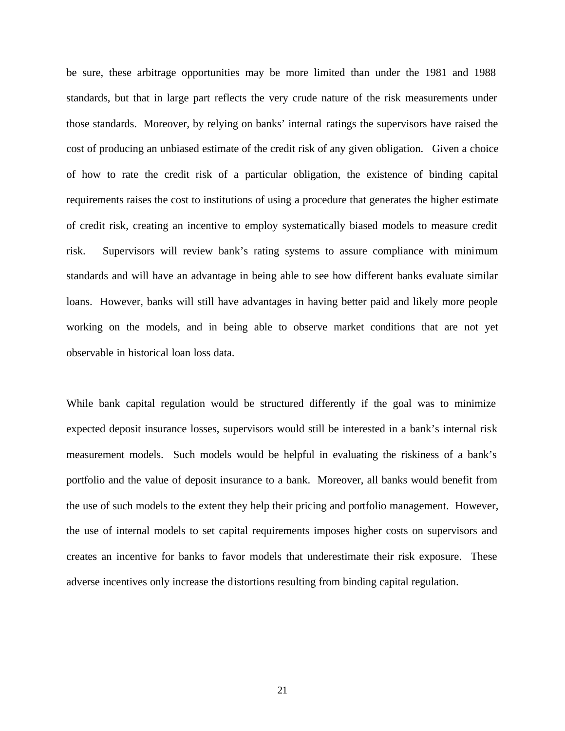be sure, these arbitrage opportunities may be more limited than under the 1981 and 1988 standards, but that in large part reflects the very crude nature of the risk measurements under those standards. Moreover, by relying on banks' internal ratings the supervisors have raised the cost of producing an unbiased estimate of the credit risk of any given obligation. Given a choice of how to rate the credit risk of a particular obligation, the existence of binding capital requirements raises the cost to institutions of using a procedure that generates the higher estimate of credit risk, creating an incentive to employ systematically biased models to measure credit risk. Supervisors will review bank's rating systems to assure compliance with minimum standards and will have an advantage in being able to see how different banks evaluate similar loans. However, banks will still have advantages in having better paid and likely more people working on the models, and in being able to observe market conditions that are not yet observable in historical loan loss data.

While bank capital regulation would be structured differently if the goal was to minimize expected deposit insurance losses, supervisors would still be interested in a bank's internal risk measurement models. Such models would be helpful in evaluating the riskiness of a bank's portfolio and the value of deposit insurance to a bank. Moreover, all banks would benefit from the use of such models to the extent they help their pricing and portfolio management. However, the use of internal models to set capital requirements imposes higher costs on supervisors and creates an incentive for banks to favor models that underestimate their risk exposure. These adverse incentives only increase the distortions resulting from binding capital regulation.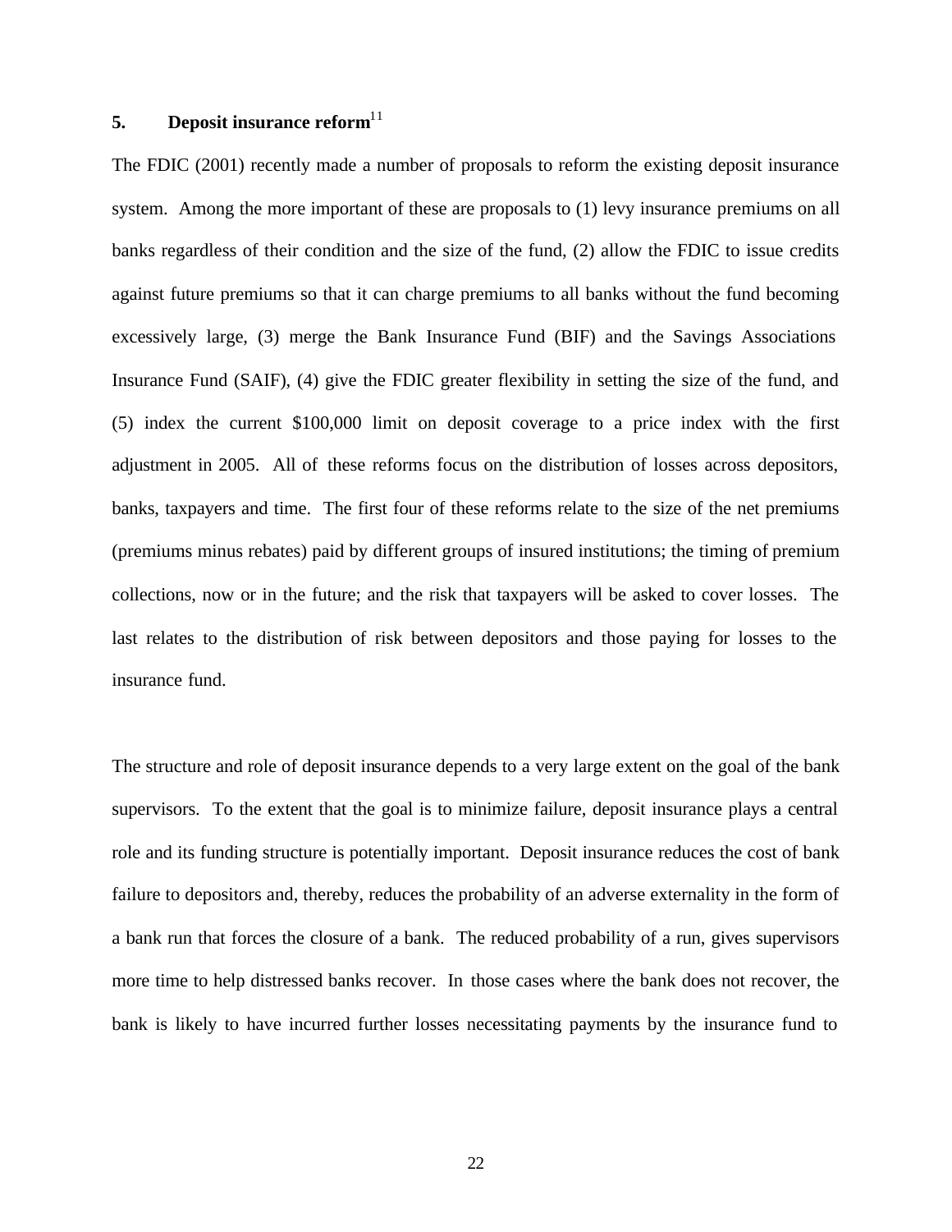## 5. Deposit insurance reform[11]

The FDIC (2001) recently made a number of proposals to reform the existing deposit insurance system. Among the more important of these are proposals to (1) levy insurance premiums on all banks regardless of their condition and the size of the fund, (2) allow the FDIC to issue credits against future premiums so that it can charge premiums to all banks without the fund becoming excessively large, (3) merge the Bank Insurance Fund (BIF) and the Savings Associations Insurance Fund (SAIF), (4) give the FDIC greater flexibility in setting the size of the fund, and (5) index the current $100,000 limit on deposit coverage to a price index with the first adjustment in 2005. All of these reforms focus on the distribution of losses across depositors, banks, taxpayers and time. The first four of these reforms relate to the size of the net premiums (premiums minus rebates) paid by different groups of insured institutions; the timing of premium collections, now or in the future; and the risk that taxpayers will be asked to cover losses. The last relates to the distribution of risk between depositors and those paying for losses to the insurance fund.

The structure and role of deposit insurance depends to a very large extent on the goal of the bank supervisors. To the extent that the goal is to minimize failure, deposit insurance plays a central role and its funding structure is potentially important. Deposit insurance reduces the cost of bank failure to depositors and, thereby, reduces the probability of an adverse externality in the form of a bank run that forces the closure of a bank. The reduced probability of a run, gives supervisors more time to help distressed banks recover. In those cases where the bank does not recover, the bank is likely to have incurred further losses necessitating payments by the insurance fund to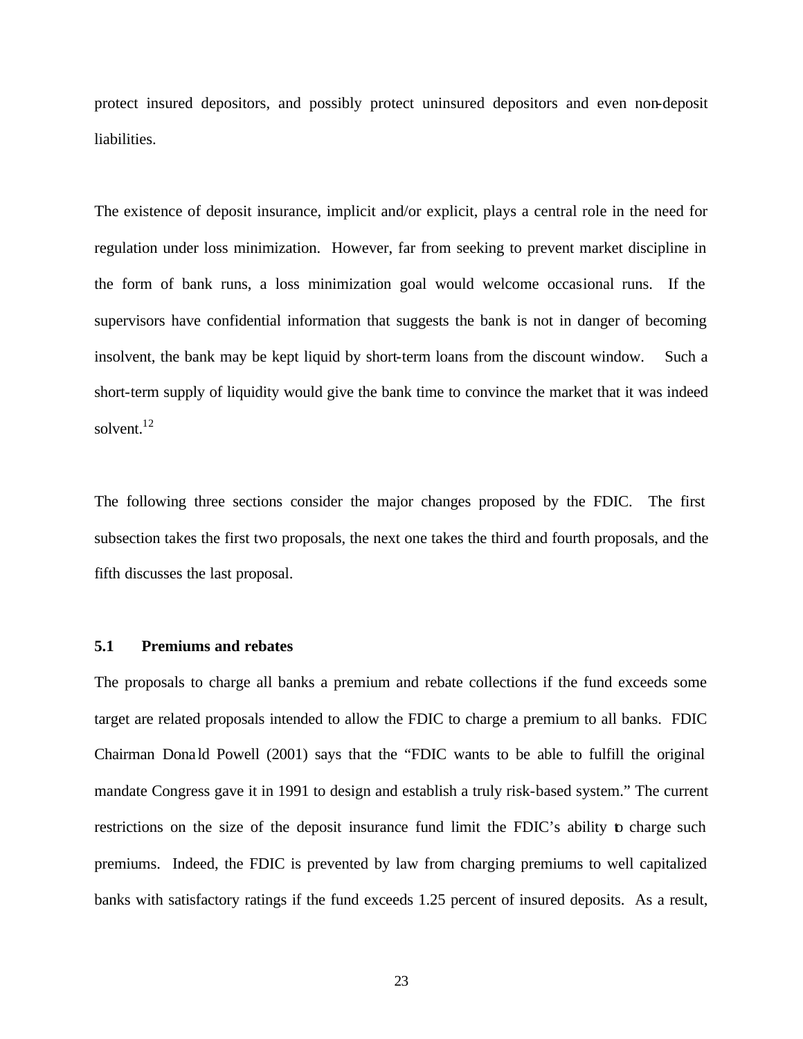protect insured depositors, and possibly protect uninsured depositors and even non-deposit liabilities.

The existence of deposit insurance, implicit and/or explicit, plays a central role in the need for regulation under loss minimization. However, far from seeking to prevent market discipline in the form of bank runs, a loss minimization goal would welcome occasional runs. If the supervisors have confidential information that suggests the bank is not in danger of becoming insolvent, the bank may be kept liquid by short-term loans from the discount window. Such a short-term supply of liquidity would give the bank time to convince the market that it was indeed solvent.[12]

The following three sections consider the major changes proposed by the FDIC. The first subsection takes the first two proposals, the next one takes the third and fourth proposals, and the fifth discusses the last proposal.

### 5.1 Premiums and rebates

The proposals to charge all banks a premium and rebate collections if the fund exceeds some target are related proposals intended to allow the FDIC to charge a premium to all banks. FDIC Chairman Donald Powell (2001) says that the "FDIC wants to be able to fulfill the original mandate Congress gave it in 1991 to design and establish a truly risk-based system." The current restrictions on the size of the deposit insurance fund limit the FDIC's ability to charge such premiums. Indeed, the FDIC is prevented by law from charging premiums to well capitalized banks with satisfactory ratings if the fund exceeds 1.25 percent of insured deposits. As a result,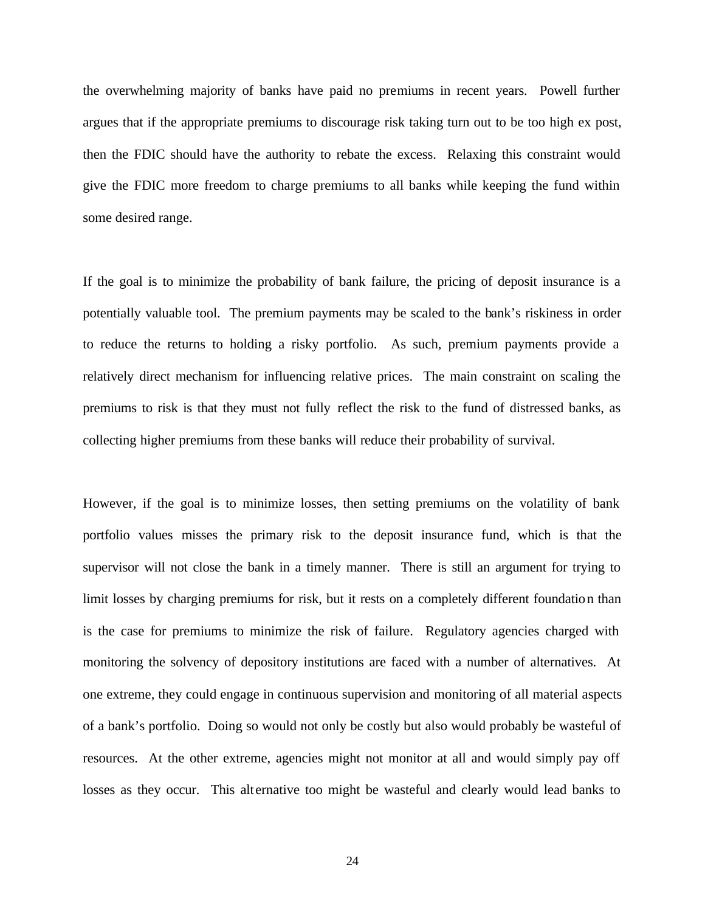the overwhelming majority of banks have paid no premiums in recent years. Powell further argues that if the appropriate premiums to discourage risk taking turn out to be too high ex post, then the FDIC should have the authority to rebate the excess. Relaxing this constraint would give the FDIC more freedom to charge premiums to all banks while keeping the fund within some desired range.

If the goal is to minimize the probability of bank failure, the pricing of deposit insurance is a potentially valuable tool. The premium payments may be scaled to the bank's riskiness in order to reduce the returns to holding a risky portfolio. As such, premium payments provide a relatively direct mechanism for influencing relative prices. The main constraint on scaling the premiums to risk is that they must not fully reflect the risk to the fund of distressed banks, as collecting higher premiums from these banks will reduce their probability of survival.

However, if the goal is to minimize losses, then setting premiums on the volatility of bank portfolio values misses the primary risk to the deposit insurance fund, which is that the supervisor will not close the bank in a timely manner. There is still an argument for trying to limit losses by charging premiums for risk, but it rests on a completely different foundation than is the case for premiums to minimize the risk of failure. Regulatory agencies charged with monitoring the solvency of depository institutions are faced with a number of alternatives. At one extreme, they could engage in continuous supervision and monitoring of all material aspects of a bank's portfolio. Doing so would not only be costly but also would probably be wasteful of resources. At the other extreme, agencies might not monitor at all and would simply pay off losses as they occur. This alternative too might be wasteful and clearly would lead banks to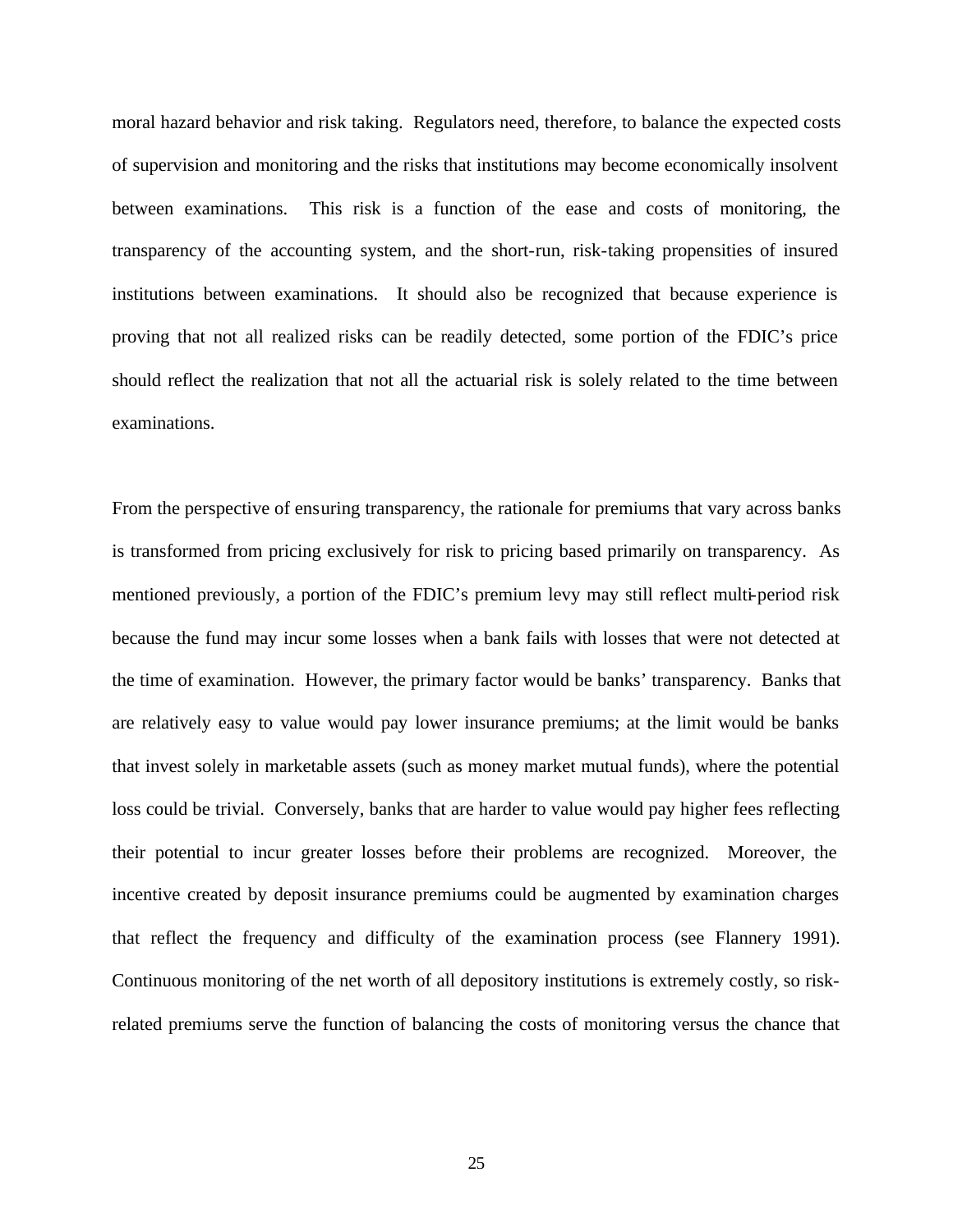moral hazard behavior and risk taking. Regulators need, therefore, to balance the expected costs of supervision and monitoring and the risks that institutions may become economically insolvent between examinations. This risk is a function of the ease and costs of monitoring, the transparency of the accounting system, and the short-run, risk-taking propensities of insured institutions between examinations. It should also be recognized that because experience is proving that not all realized risks can be readily detected, some portion of the FDIC's price should reflect the realization that not all the actuarial risk is solely related to the time between examinations.

From the perspective of ensuring transparency, the rationale for premiums that vary across banks is transformed from pricing exclusively for risk to pricing based primarily on transparency. As mentioned previously, a portion of the FDIC's premium levy may still reflect multi-period risk because the fund may incur some losses when a bank fails with losses that were not detected at the time of examination. However, the primary factor would be banks' transparency. Banks that are relatively easy to value would pay lower insurance premiums; at the limit would be banks that invest solely in marketable assets (such as money market mutual funds), where the potential loss could be trivial. Conversely, banks that are harder to value would pay higher fees reflecting their potential to incur greater losses before their problems are recognized. Moreover, the incentive created by deposit insurance premiums could be augmented by examination charges that reflect the frequency and difficulty of the examination process (see Flannery 1991). Continuous monitoring of the net worth of all depository institutions is extremely costly, so risk-related premiums serve the function of balancing the costs of monitoring versus the chance that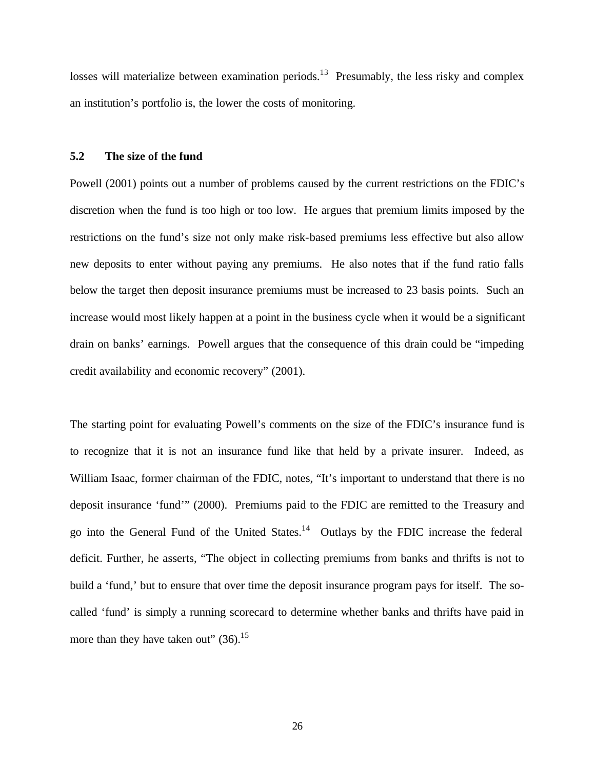losses will materialize between examination periods.[13] Presumably, the less risky and complex an institution's portfolio is, the lower the costs of monitoring.

### 5.2 The size of the fund

Powell (2001) points out a number of problems caused by the current restrictions on the FDIC's discretion when the fund is too high or too low. He argues that premium limits imposed by the restrictions on the fund's size not only make risk-based premiums less effective but also allow new deposits to enter without paying any premiums. He also notes that if the fund ratio falls below the target then deposit insurance premiums must be increased to 23 basis points. Such an increase would most likely happen at a point in the business cycle when it would be a significant drain on banks' earnings. Powell argues that the consequence of this drain could be "impeding credit availability and economic recovery" (2001).

The starting point for evaluating Powell's comments on the size of the FDIC's insurance fund is to recognize that it is not an insurance fund like that held by a private insurer. Indeed, as William Isaac, former chairman of the FDIC, notes, "It's important to understand that there is no deposit insurance 'fund'" (2000). Premiums paid to the FDIC are remitted to the Treasury and go into the General Fund of the United States.[14] Outlays by the FDIC increase the federal deficit. Further, he asserts, "The object in collecting premiums from banks and thrifts is not to build a 'fund,' but to ensure that over time the deposit insurance program pays for itself. The so-called 'fund' is simply a running scorecard to determine whether banks and thrifts have paid in more than they have taken out" (36).[15]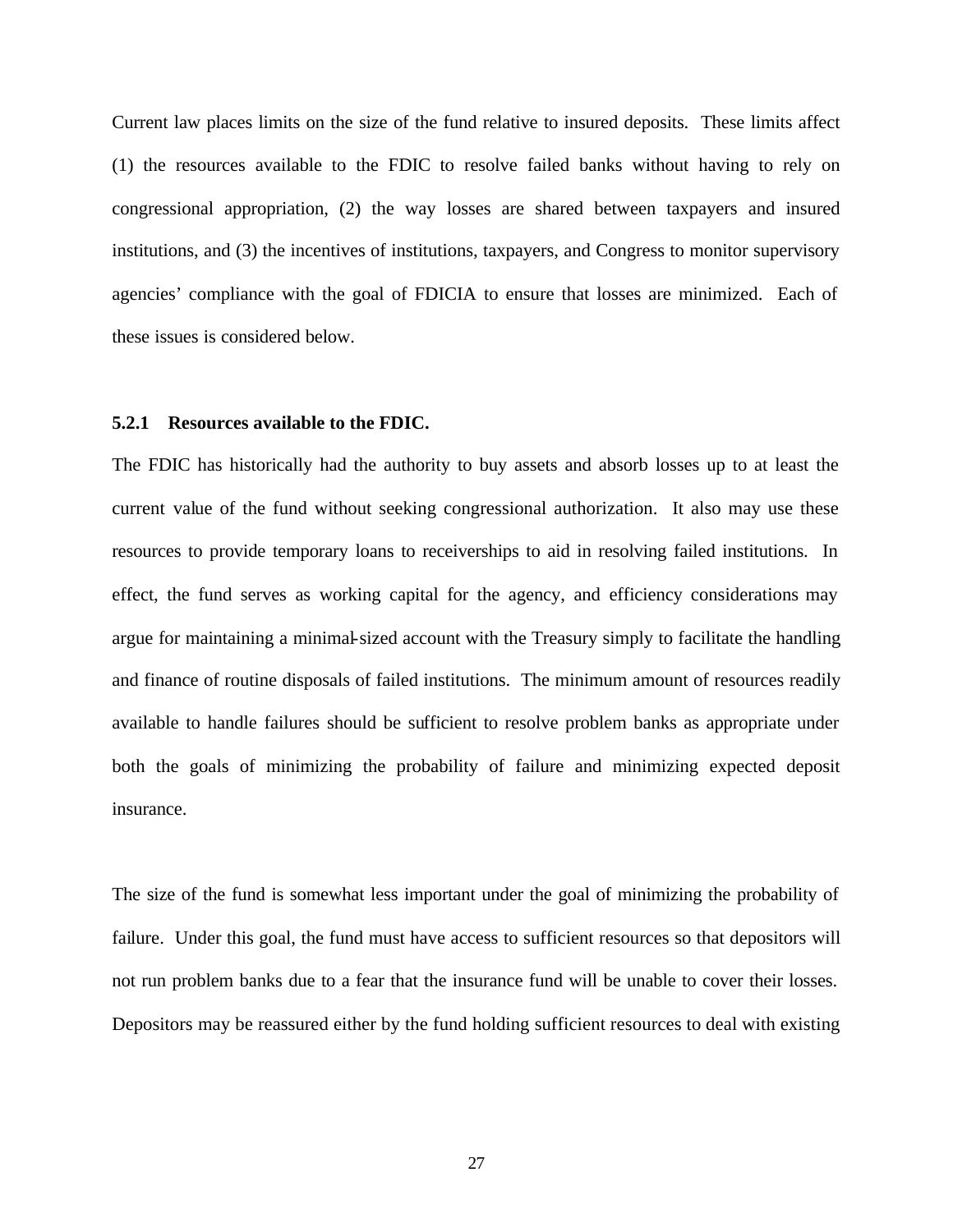Current law places limits on the size of the fund relative to insured deposits. These limits affect (1) the resources available to the FDIC to resolve failed banks without having to rely on congressional appropriation, (2) the way losses are shared between taxpayers and insured institutions, and (3) the incentives of institutions, taxpayers, and Congress to monitor supervisory agencies' compliance with the goal of FDICIA to ensure that losses are minimized. Each of these issues is considered below.

### 5.2.1 Resources available to the FDIC.

The FDIC has historically had the authority to buy assets and absorb losses up to at least the current value of the fund without seeking congressional authorization. It also may use these resources to provide temporary loans to receiverships to aid in resolving failed institutions. In effect, the fund serves as working capital for the agency, and efficiency considerations may argue for maintaining a minimal-sized account with the Treasury simply to facilitate the handling and finance of routine disposals of failed institutions. The minimum amount of resources readily available to handle failures should be sufficient to resolve problem banks as appropriate under both the goals of minimizing the probability of failure and minimizing expected deposit insurance.

The size of the fund is somewhat less important under the goal of minimizing the probability of failure. Under this goal, the fund must have access to sufficient resources so that depositors will not run problem banks due to a fear that the insurance fund will be unable to cover their losses. Depositors may be reassured either by the fund holding sufficient resources to deal with existing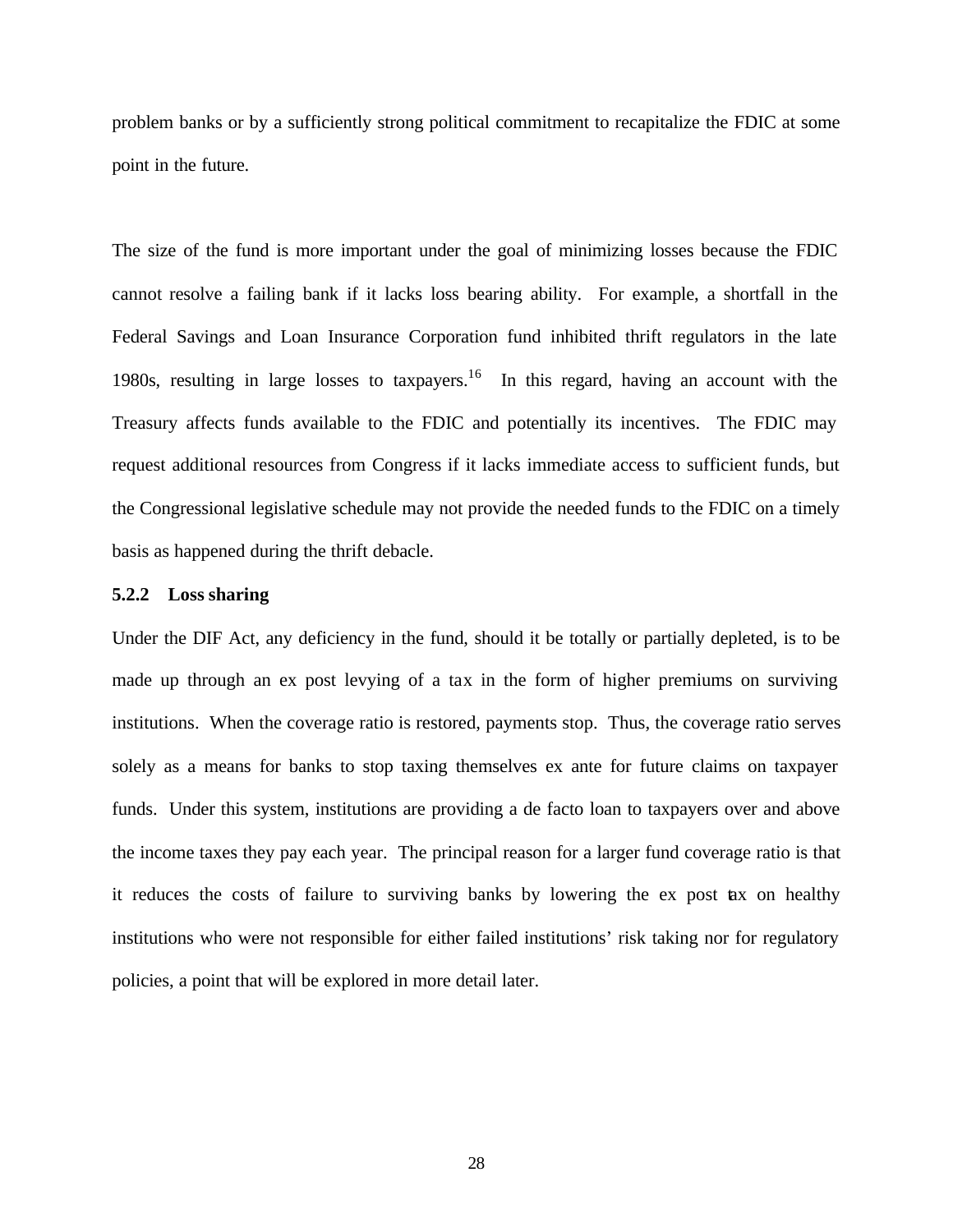problem banks or by a sufficiently strong political commitment to recapitalize the FDIC at some point in the future.

The size of the fund is more important under the goal of minimizing losses because the FDIC cannot resolve a failing bank if it lacks loss bearing ability. For example, a shortfall in the Federal Savings and Loan Insurance Corporation fund inhibited thrift regulators in the late 1980s, resulting in large losses to taxpayers.[16] In this regard, having an account with the Treasury affects funds available to the FDIC and potentially its incentives. The FDIC may request additional resources from Congress if it lacks immediate access to sufficient funds, but the Congressional legislative schedule may not provide the needed funds to the FDIC on a timely basis as happened during the thrift debacle.

### 5.2.2 Loss sharing

Under the DIF Act, any deficiency in the fund, should it be totally or partially depleted, is to be made up through an ex post levying of a tax in the form of higher premiums on surviving institutions. When the coverage ratio is restored, payments stop. Thus, the coverage ratio serves solely as a means for banks to stop taxing themselves ex ante for future claims on taxpayer funds. Under this system, institutions are providing a de facto loan to taxpayers over and above the income taxes they pay each year. The principal reason for a larger fund coverage ratio is that it reduces the costs of failure to surviving banks by lowering the ex post tax on healthy institutions who were not responsible for either failed institutions' risk taking nor for regulatory policies, a point that will be explored in more detail later.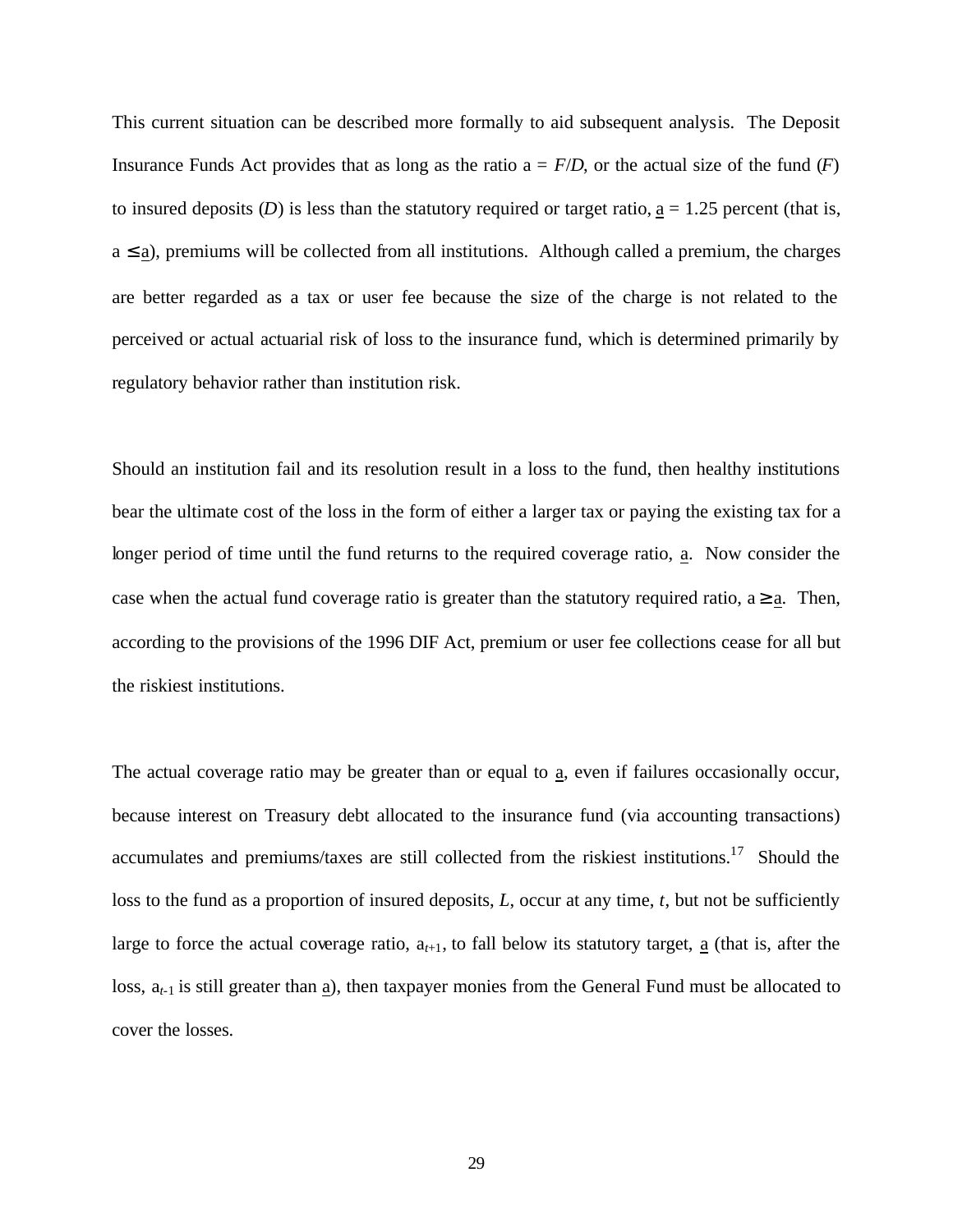This current situation can be described more formally to aid subsequent analysis. The Deposit Insurance Funds Act provides that as long as the ratio $a = F/D$, or the actual size of the fund ($F$) to insured deposits ($D$) is less than the statutory required or target ratio, $\underline{a}$ = 1.25 percent (that is, $a \leq \underline{a}$), premiums will be collected from all institutions. Although called a premium, the charges are better regarded as a tax or user fee because the size of the charge is not related to the perceived or actual actuarial risk of loss to the insurance fund, which is determined primarily by regulatory behavior rather than institution risk.

Should an institution fail and its resolution result in a loss to the fund, then healthy institutions bear the ultimate cost of the loss in the form of either a larger tax or paying the existing tax for a longer period of time until the fund returns to the required coverage ratio, $\underline{a}$. Now consider the case when the actual fund coverage ratio is greater than the statutory required ratio, $a \geq \underline{a}$. Then, according to the provisions of the 1996 DIF Act, premium or user fee collections cease for all but the riskiest institutions.

The actual coverage ratio may be greater than or equal to $\underline{a}$, even if failures occasionally occur, because interest on Treasury debt allocated to the insurance fund (via accounting transactions) accumulates and premiums/taxes are still collected from the riskiest institutions.[17] Should the loss to the fund as a proportion of insured deposits, $L$, occur at any time, $t$, but not be sufficiently large to force the actual coverage ratio, $a_{t+1}$, to fall below its statutory target, $\underline{a}$ (that is, after the loss, $a_{t-1}$ is still greater than $\underline{a}$), then taxpayer monies from the General Fund must be allocated to cover the losses.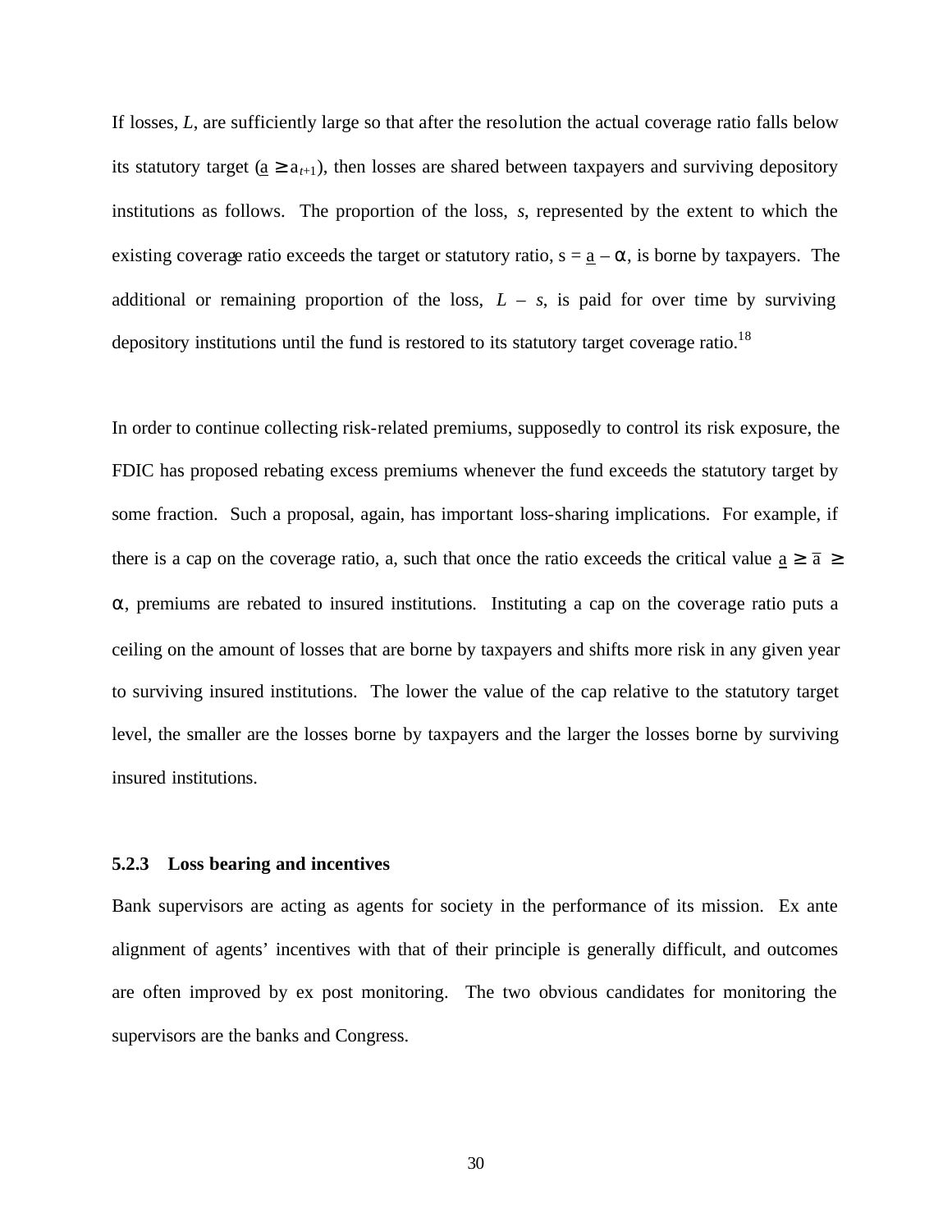If losses, $L$, are sufficiently large so that after the resolution the actual coverage ratio falls below its statutory target ($\underline{a} \geq a_{t+1}$), then losses are shared between taxpayers and surviving depository institutions as follows. The proportion of the loss, $s$, represented by the extent to which the existing coverage ratio exceeds the target or statutory ratio, $s = \underline{a} - \alpha$, is borne by taxpayers. The additional or remaining proportion of the loss, $L - s$, is paid for over time by surviving depository institutions until the fund is restored to its statutory target coverage ratio.[18]

In order to continue collecting risk-related premiums, supposedly to control its risk exposure, the FDIC has proposed rebating excess premiums whenever the fund exceeds the statutory target by some fraction. Such a proposal, again, has important loss-sharing implications. For example, if there is a cap on the coverage ratio, a, such that once the ratio exceeds the critical value $\underline{a} \geq \bar{a} \geq \alpha$, premiums are rebated to insured institutions. Instituting a cap on the coverage ratio puts a ceiling on the amount of losses that are borne by taxpayers and shifts more risk in any given year to surviving insured institutions. The lower the value of the cap relative to the statutory target level, the smaller are the losses borne by taxpayers and the larger the losses borne by surviving insured institutions.

### 5.2.3 Loss bearing and incentives

Bank supervisors are acting as agents for society in the performance of its mission. Ex ante alignment of agents' incentives with that of their principle is generally difficult, and outcomes are often improved by ex post monitoring. The two obvious candidates for monitoring the supervisors are the banks and Congress.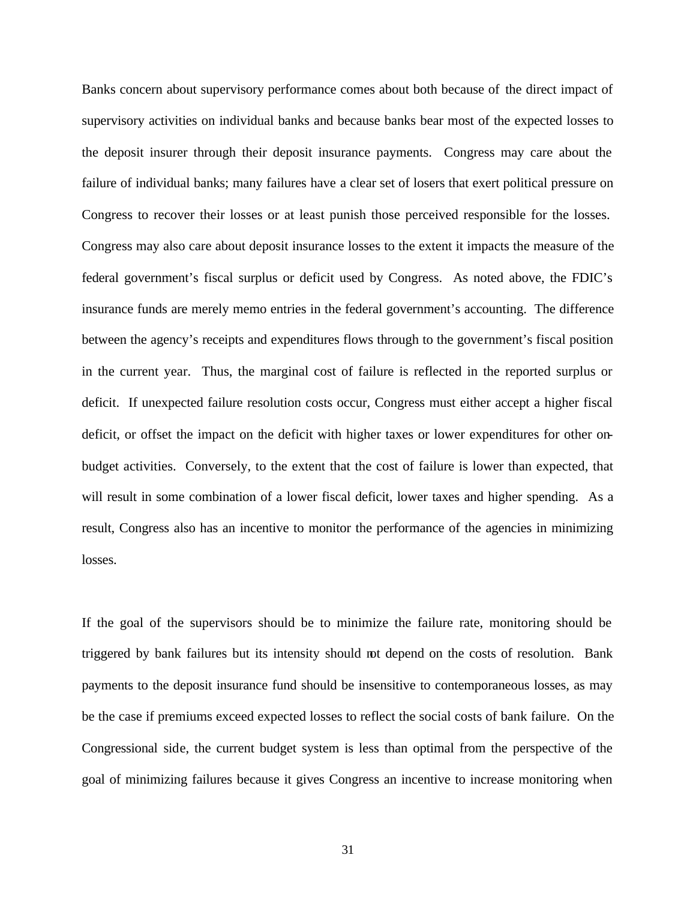Banks concern about supervisory performance comes about both because of the direct impact of supervisory activities on individual banks and because banks bear most of the expected losses to the deposit insurer through their deposit insurance payments. Congress may care about the failure of individual banks; many failures have a clear set of losers that exert political pressure on Congress to recover their losses or at least punish those perceived responsible for the losses. Congress may also care about deposit insurance losses to the extent it impacts the measure of the federal government's fiscal surplus or deficit used by Congress. As noted above, the FDIC's insurance funds are merely memo entries in the federal government's accounting. The difference between the agency's receipts and expenditures flows through to the government's fiscal position in the current year. Thus, the marginal cost of failure is reflected in the reported surplus or deficit. If unexpected failure resolution costs occur, Congress must either accept a higher fiscal deficit, or offset the impact on the deficit with higher taxes or lower expenditures for other on-budget activities. Conversely, to the extent that the cost of failure is lower than expected, that will result in some combination of a lower fiscal deficit, lower taxes and higher spending. As a result, Congress also has an incentive to monitor the performance of the agencies in minimizing losses.

If the goal of the supervisors should be to minimize the failure rate, monitoring should be triggered by bank failures but its intensity should not depend on the costs of resolution. Bank payments to the deposit insurance fund should be insensitive to contemporaneous losses, as may be the case if premiums exceed expected losses to reflect the social costs of bank failure. On the Congressional side, the current budget system is less than optimal from the perspective of the goal of minimizing failures because it gives Congress an incentive to increase monitoring when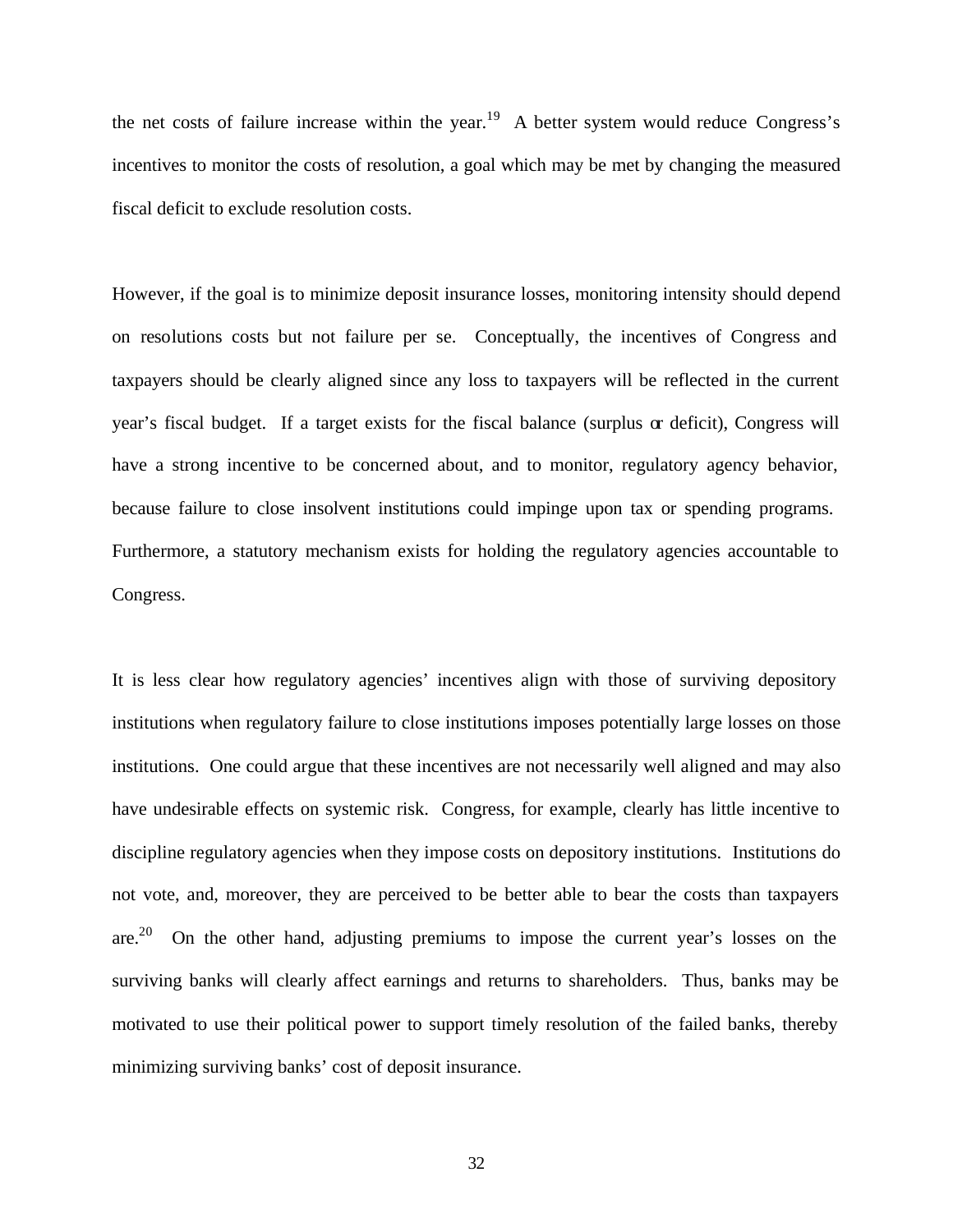the net costs of failure increase within the year.[19] A better system would reduce Congress's incentives to monitor the costs of resolution, a goal which may be met by changing the measured fiscal deficit to exclude resolution costs.

However, if the goal is to minimize deposit insurance losses, monitoring intensity should depend on resolutions costs but not failure per se. Conceptually, the incentives of Congress and taxpayers should be clearly aligned since any loss to taxpayers will be reflected in the current year's fiscal budget. If a target exists for the fiscal balance (surplus or deficit), Congress will have a strong incentive to be concerned about, and to monitor, regulatory agency behavior, because failure to close insolvent institutions could impinge upon tax or spending programs. Furthermore, a statutory mechanism exists for holding the regulatory agencies accountable to Congress.

It is less clear how regulatory agencies' incentives align with those of surviving depository institutions when regulatory failure to close institutions imposes potentially large losses on those institutions. One could argue that these incentives are not necessarily well aligned and may also have undesirable effects on systemic risk. Congress, for example, clearly has little incentive to discipline regulatory agencies when they impose costs on depository institutions. Institutions do not vote, and, moreover, they are perceived to be better able to bear the costs than taxpayers are.[20] On the other hand, adjusting premiums to impose the current year's losses on the surviving banks will clearly affect earnings and returns to shareholders. Thus, banks may be motivated to use their political power to support timely resolution of the failed banks, thereby minimizing surviving banks' cost of deposit insurance.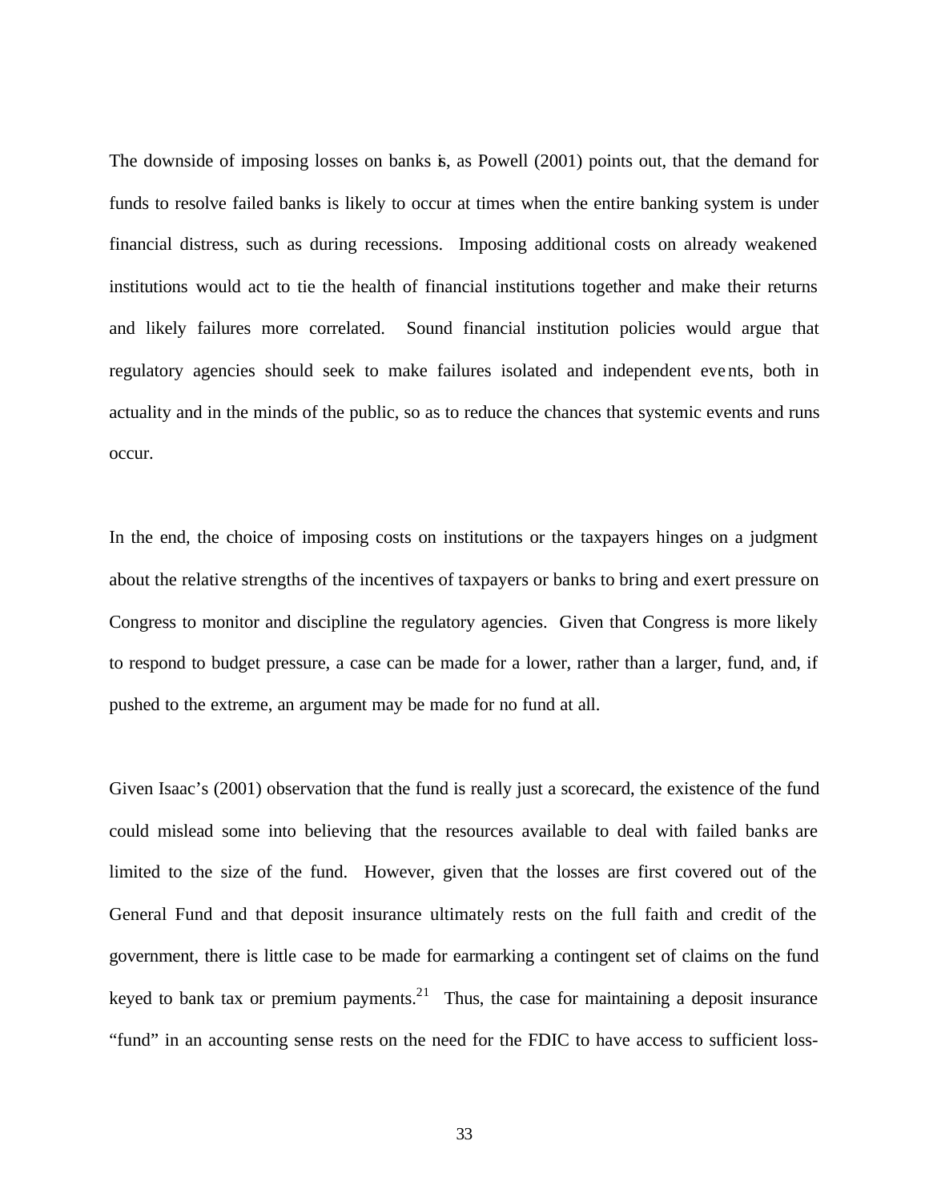The downside of imposing losses on banks is, as Powell (2001) points out, that the demand for funds to resolve failed banks is likely to occur at times when the entire banking system is under financial distress, such as during recessions. Imposing additional costs on already weakened institutions would act to tie the health of financial institutions together and make their returns and likely failures more correlated. Sound financial institution policies would argue that regulatory agencies should seek to make failures isolated and independent events, both in actuality and in the minds of the public, so as to reduce the chances that systemic events and runs occur.

In the end, the choice of imposing costs on institutions or the taxpayers hinges on a judgment about the relative strengths of the incentives of taxpayers or banks to bring and exert pressure on Congress to monitor and discipline the regulatory agencies. Given that Congress is more likely to respond to budget pressure, a case can be made for a lower, rather than a larger, fund, and, if pushed to the extreme, an argument may be made for no fund at all.

Given Isaac's (2001) observation that the fund is really just a scorecard, the existence of the fund could mislead some into believing that the resources available to deal with failed banks are limited to the size of the fund. However, given that the losses are first covered out of the General Fund and that deposit insurance ultimately rests on the full faith and credit of the government, there is little case to be made for earmarking a contingent set of claims on the fund keyed to bank tax or premium payments.[21] Thus, the case for maintaining a deposit insurance "fund" in an accounting sense rests on the need for the FDIC to have access to sufficient loss-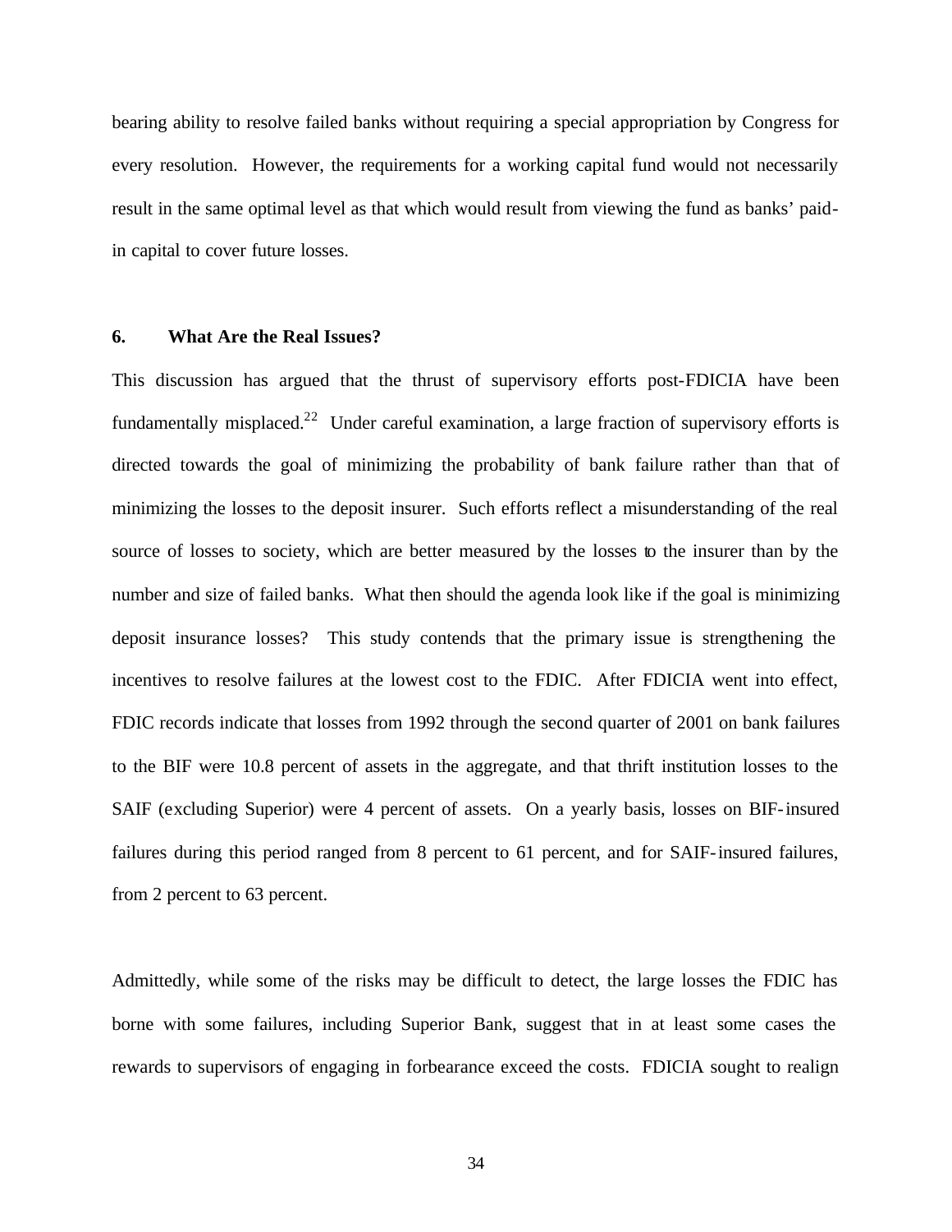bearing ability to resolve failed banks without requiring a special appropriation by Congress for every resolution. However, the requirements for a working capital fund would not necessarily result in the same optimal level as that which would result from viewing the fund as banks' paid-in capital to cover future losses.

## 6. What Are the Real Issues?

This discussion has argued that the thrust of supervisory efforts post-FDICIA have been fundamentally misplaced.[22] Under careful examination, a large fraction of supervisory efforts is directed towards the goal of minimizing the probability of bank failure rather than that of minimizing the losses to the deposit insurer. Such efforts reflect a misunderstanding of the real source of losses to society, which are better measured by the losses to the insurer than by the number and size of failed banks. What then should the agenda look like if the goal is minimizing deposit insurance losses? This study contends that the primary issue is strengthening the incentives to resolve failures at the lowest cost to the FDIC. After FDICIA went into effect, FDIC records indicate that losses from 1992 through the second quarter of 2001 on bank failures to the BIF were 10.8 percent of assets in the aggregate, and that thrift institution losses to the SAIF (excluding Superior) were 4 percent of assets. On a yearly basis, losses on BIF-insured failures during this period ranged from 8 percent to 61 percent, and for SAIF-insured failures, from 2 percent to 63 percent.

Admittedly, while some of the risks may be difficult to detect, the large losses the FDIC has borne with some failures, including Superior Bank, suggest that in at least some cases the rewards to supervisors of engaging in forbearance exceed the costs. FDICIA sought to realign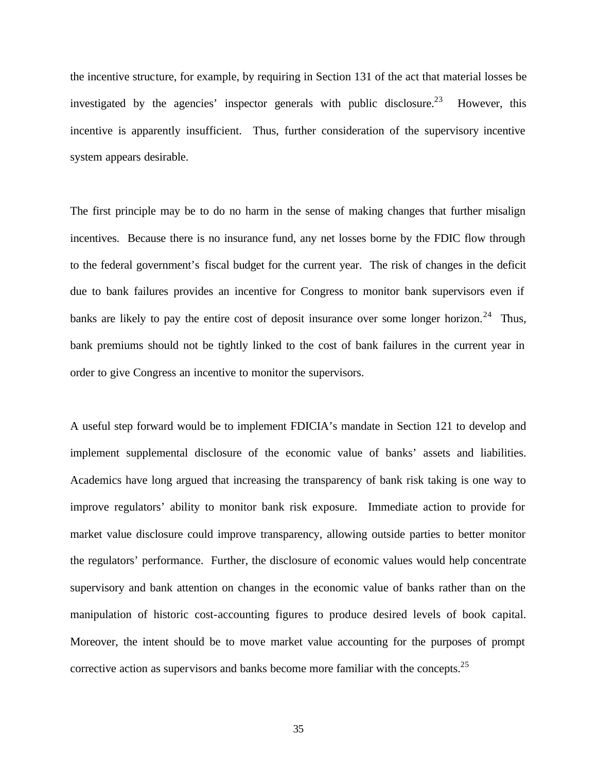the incentive structure, for example, by requiring in Section 131 of the act that material losses be investigated by the agencies' inspector generals with public disclosure.[23] However, this incentive is apparently insufficient. Thus, further consideration of the supervisory incentive system appears desirable.

The first principle may be to do no harm in the sense of making changes that further misalign incentives. Because there is no insurance fund, any net losses borne by the FDIC flow through to the federal government's fiscal budget for the current year. The risk of changes in the deficit due to bank failures provides an incentive for Congress to monitor bank supervisors even if banks are likely to pay the entire cost of deposit insurance over some longer horizon.[24] Thus, bank premiums should not be tightly linked to the cost of bank failures in the current year in order to give Congress an incentive to monitor the supervisors.

A useful step forward would be to implement FDICIA's mandate in Section 121 to develop and implement supplemental disclosure of the economic value of banks' assets and liabilities. Academics have long argued that increasing the transparency of bank risk taking is one way to improve regulators' ability to monitor bank risk exposure. Immediate action to provide for market value disclosure could improve transparency, allowing outside parties to better monitor the regulators' performance. Further, the disclosure of economic values would help concentrate supervisory and bank attention on changes in the economic value of banks rather than on the manipulation of historic cost-accounting figures to produce desired levels of book capital. Moreover, the intent should be to move market value accounting for the purposes of prompt corrective action as supervisors and banks become more familiar with the concepts.[25]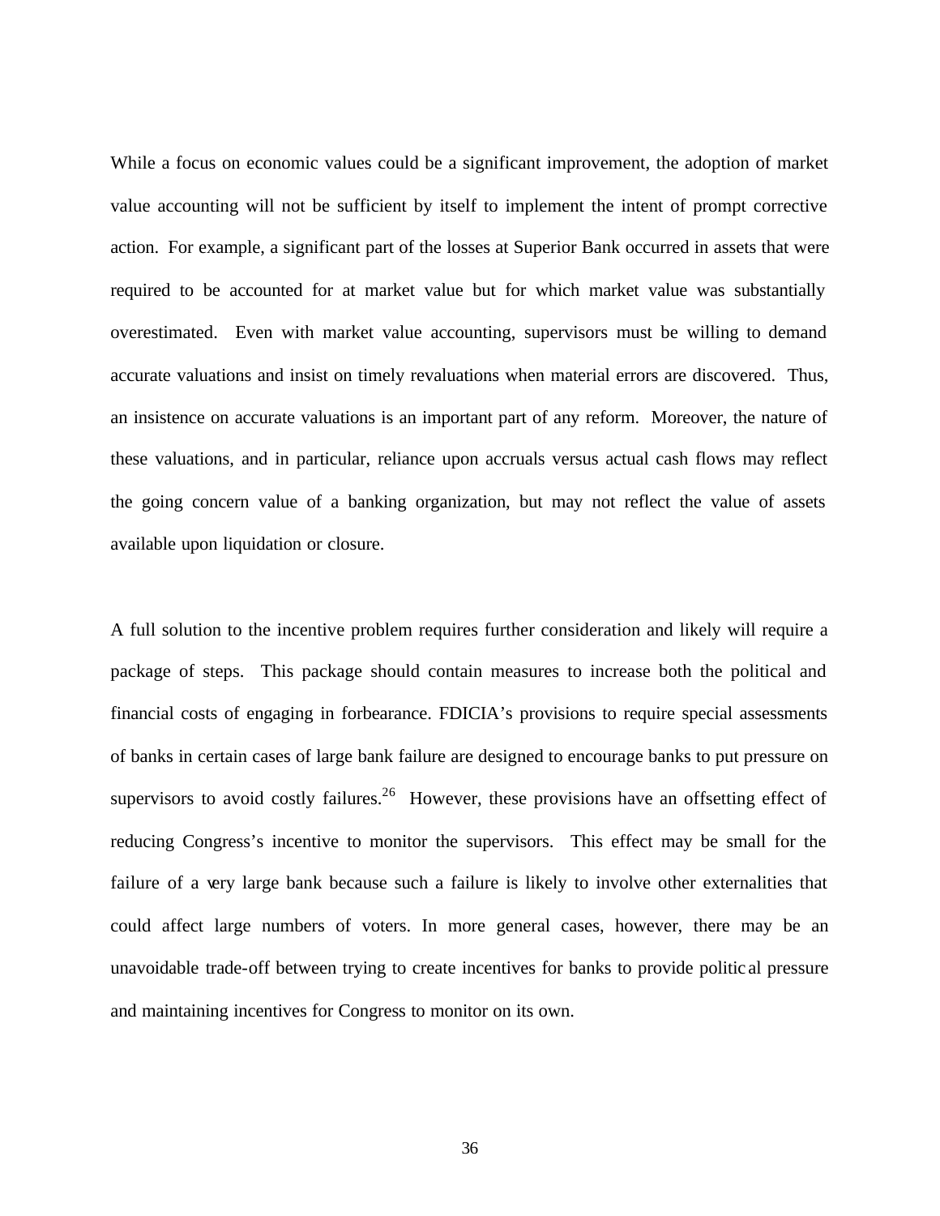While a focus on economic values could be a significant improvement, the adoption of market value accounting will not be sufficient by itself to implement the intent of prompt corrective action. For example, a significant part of the losses at Superior Bank occurred in assets that were required to be accounted for at market value but for which market value was substantially overestimated. Even with market value accounting, supervisors must be willing to demand accurate valuations and insist on timely revaluations when material errors are discovered. Thus, an insistence on accurate valuations is an important part of any reform. Moreover, the nature of these valuations, and in particular, reliance upon accruals versus actual cash flows may reflect the going concern value of a banking organization, but may not reflect the value of assets available upon liquidation or closure.

A full solution to the incentive problem requires further consideration and likely will require a package of steps. This package should contain measures to increase both the political and financial costs of engaging in forbearance. FDICIA's provisions to require special assessments of banks in certain cases of large bank failure are designed to encourage banks to put pressure on supervisors to avoid costly failures.[26] However, these provisions have an offsetting effect of reducing Congress's incentive to monitor the supervisors. This effect may be small for the failure of a very large bank because such a failure is likely to involve other externalities that could affect large numbers of voters. In more general cases, however, there may be an unavoidable trade-off between trying to create incentives for banks to provide political pressure and maintaining incentives for Congress to monitor on its own.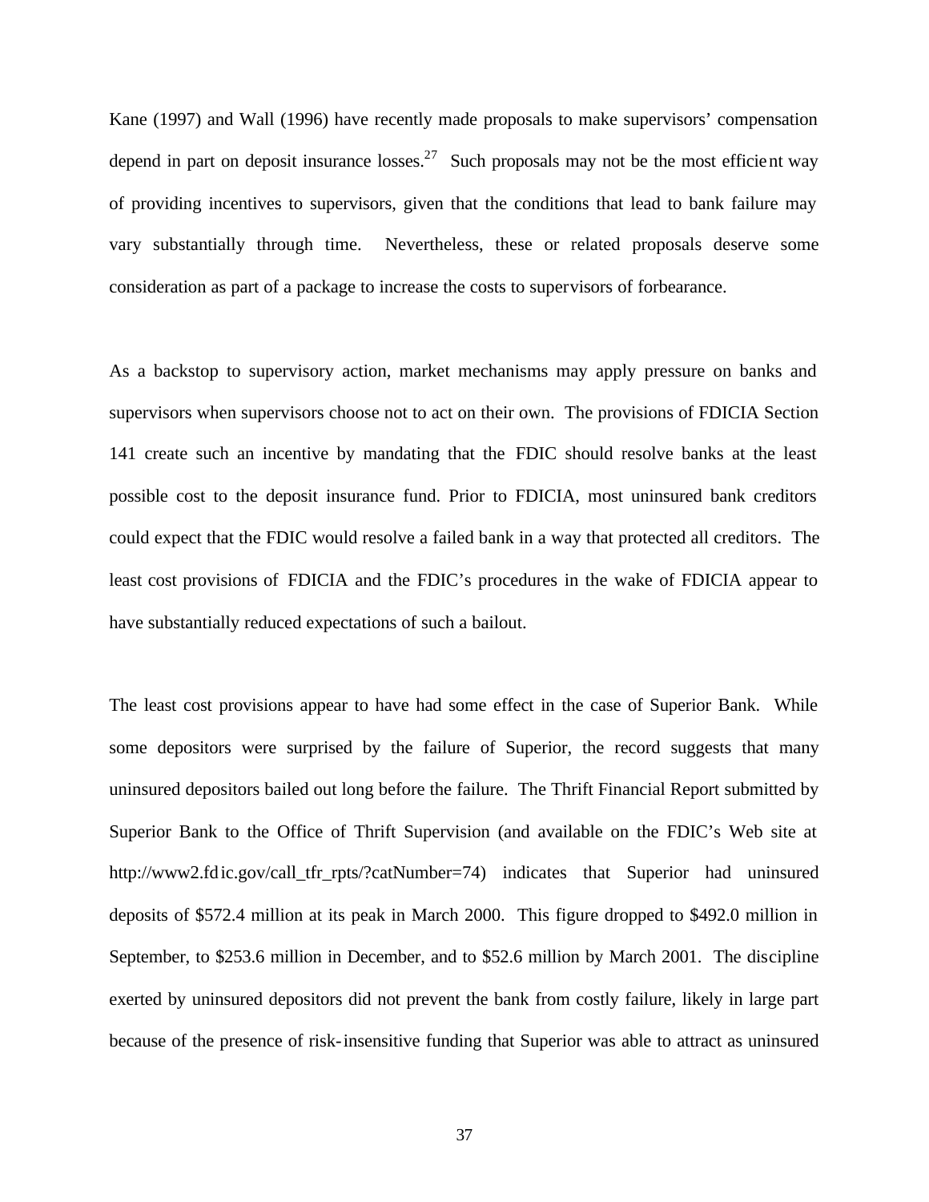Kane (1997) and Wall (1996) have recently made proposals to make supervisors' compensation depend in part on deposit insurance losses.[27] Such proposals may not be the most efficient way of providing incentives to supervisors, given that the conditions that lead to bank failure may vary substantially through time. Nevertheless, these or related proposals deserve some consideration as part of a package to increase the costs to supervisors of forbearance.

As a backstop to supervisory action, market mechanisms may apply pressure on banks and supervisors when supervisors choose not to act on their own. The provisions of FDICIA Section 141 create such an incentive by mandating that the FDIC should resolve banks at the least possible cost to the deposit insurance fund. Prior to FDICIA, most uninsured bank creditors could expect that the FDIC would resolve a failed bank in a way that protected all creditors. The least cost provisions of FDICIA and the FDIC's procedures in the wake of FDICIA appear to have substantially reduced expectations of such a bailout.

The least cost provisions appear to have had some effect in the case of Superior Bank. While some depositors were surprised by the failure of Superior, the record suggests that many uninsured depositors bailed out long before the failure. The Thrift Financial Report submitted by Superior Bank to the Office of Thrift Supervision (and available on the FDIC's Web site at http://www2.fdic.gov/call_tfr_rpts/?catNumber=74) indicates that Superior had uninsured deposits of $572.4 million at its peak in March 2000. This figure dropped to $492.0 million in September, to $253.6 million in December, and to $52.6 million by March 2001. The discipline exerted by uninsured depositors did not prevent the bank from costly failure, likely in large part because of the presence of risk-insensitive funding that Superior was able to attract as uninsured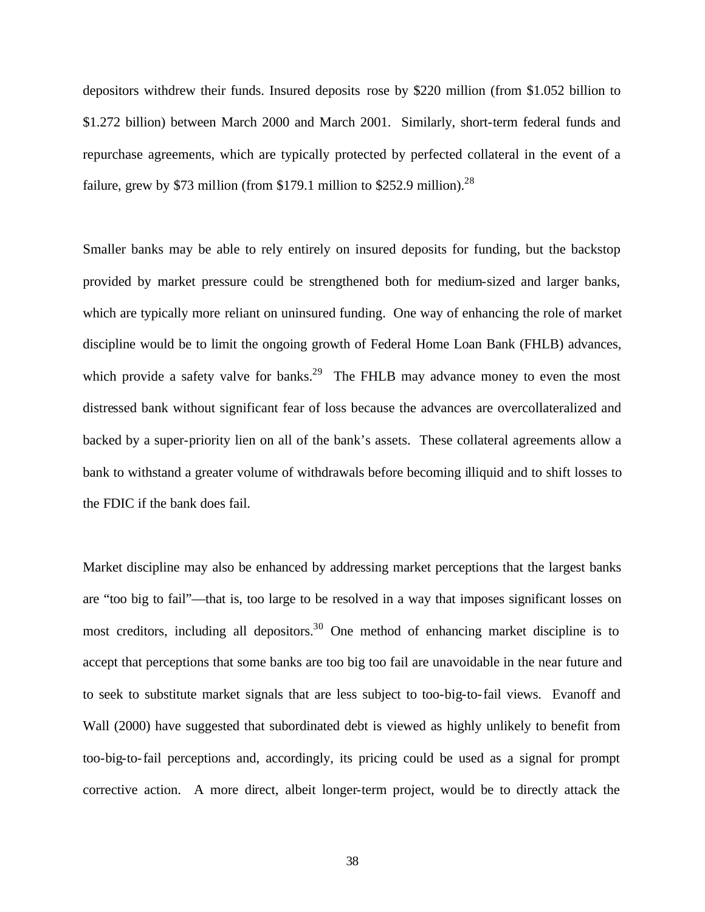depositors withdrew their funds. Insured deposits rose by $220 million (from $1.052 billion to $1.272 billion) between March 2000 and March 2001. Similarly, short-term federal funds and repurchase agreements, which are typically protected by perfected collateral in the event of a failure, grew by $73 million (from $179.1 million to $252.9 million).[28]

Smaller banks may be able to rely entirely on insured deposits for funding, but the backstop provided by market pressure could be strengthened both for medium-sized and larger banks, which are typically more reliant on uninsured funding. One way of enhancing the role of market discipline would be to limit the ongoing growth of Federal Home Loan Bank (FHLB) advances, which provide a safety valve for banks.[29] The FHLB may advance money to even the most distressed bank without significant fear of loss because the advances are overcollateralized and backed by a super-priority lien on all of the bank's assets. These collateral agreements allow a bank to withstand a greater volume of withdrawals before becoming illiquid and to shift losses to the FDIC if the bank does fail.

Market discipline may also be enhanced by addressing market perceptions that the largest banks are "too big to fail"—that is, too large to be resolved in a way that imposes significant losses on most creditors, including all depositors.[30] One method of enhancing market discipline is to accept that perceptions that some banks are too big too fail are unavoidable in the near future and to seek to substitute market signals that are less subject to too-big-to-fail views. Evanoff and Wall (2000) have suggested that subordinated debt is viewed as highly unlikely to benefit from too-big-to-fail perceptions and, accordingly, its pricing could be used as a signal for prompt corrective action. A more direct, albeit longer-term project, would be to directly attack the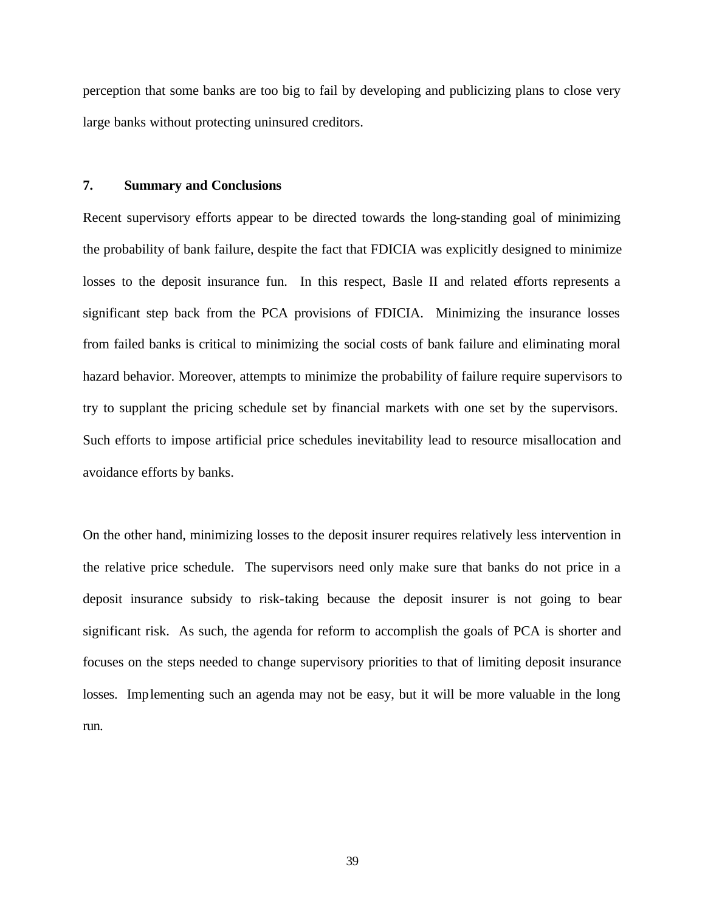perception that some banks are too big to fail by developing and publicizing plans to close very large banks without protecting uninsured creditors.

## 7. Summary and Conclusions

Recent supervisory efforts appear to be directed towards the long-standing goal of minimizing the probability of bank failure, despite the fact that FDICIA was explicitly designed to minimize losses to the deposit insurance fun. In this respect, Basle II and related efforts represents a significant step back from the PCA provisions of FDICIA. Minimizing the insurance losses from failed banks is critical to minimizing the social costs of bank failure and eliminating moral hazard behavior. Moreover, attempts to minimize the probability of failure require supervisors to try to supplant the pricing schedule set by financial markets with one set by the supervisors. Such efforts to impose artificial price schedules inevitability lead to resource misallocation and avoidance efforts by banks.

On the other hand, minimizing losses to the deposit insurer requires relatively less intervention in the relative price schedule. The supervisors need only make sure that banks do not price in a deposit insurance subsidy to risk-taking because the deposit insurer is not going to bear significant risk. As such, the agenda for reform to accomplish the goals of PCA is shorter and focuses on the steps needed to change supervisory priorities to that of limiting deposit insurance losses. Implementing such an agenda may not be easy, but it will be more valuable in the long run.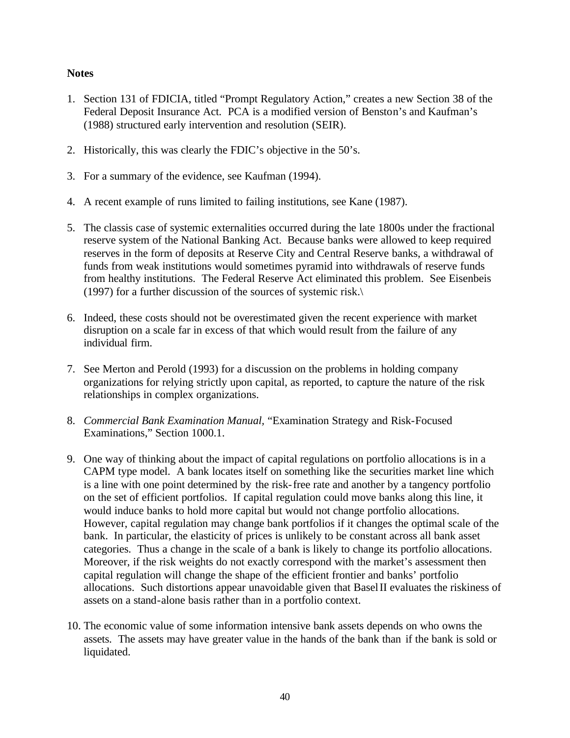**Notes**

1. Section 131 of FDICIA, titled "Prompt Regulatory Action," creates a new Section 38 of the Federal Deposit Insurance Act. PCA is a modified version of Benston's and Kaufman's (1988) structured early intervention and resolution (SEIR).

2. Historically, this was clearly the FDIC's objective in the 50's.

3. For a summary of the evidence, see Kaufman (1994).

4. A recent example of runs limited to failing institutions, see Kane (1987).

5. The classis case of systemic externalities occurred during the late 1800s under the fractional reserve system of the National Banking Act. Because banks were allowed to keep required reserves in the form of deposits at Reserve City and Central Reserve banks, a withdrawal of funds from weak institutions would sometimes pyramid into withdrawals of reserve funds from healthy institutions. The Federal Reserve Act eliminated this problem. See Eisenbeis (1997) for a further discussion of the sources of systemic risk.\

6. Indeed, these costs should not be overestimated given the recent experience with market disruption on a scale far in excess of that which would result from the failure of any individual firm.

7. See Merton and Perold (1993) for a discussion on the problems in holding company organizations for relying strictly upon capital, as reported, to capture the nature of the risk relationships in complex organizations.

8. *Commercial Bank Examination Manual*, "Examination Strategy and Risk-Focused Examinations," Section 1000.1.

9. One way of thinking about the impact of capital regulations on portfolio allocations is in a CAPM type model. A bank locates itself on something like the securities market line which is a line with one point determined by the risk-free rate and another by a tangency portfolio on the set of efficient portfolios. If capital regulation could move banks along this line, it would induce banks to hold more capital but would not change portfolio allocations. However, capital regulation may change bank portfolios if it changes the optimal scale of the bank. In particular, the elasticity of prices is unlikely to be constant across all bank asset categories. Thus a change in the scale of a bank is likely to change its portfolio allocations. Moreover, if the risk weights do not exactly correspond with the market's assessment then capital regulation will change the shape of the efficient frontier and banks' portfolio allocations. Such distortions appear unavoidable given that Basel II evaluates the riskiness of assets on a stand-alone basis rather than in a portfolio context.

10. The economic value of some information intensive bank assets depends on who owns the assets. The assets may have greater value in the hands of the bank than if the bank is sold or liquidated.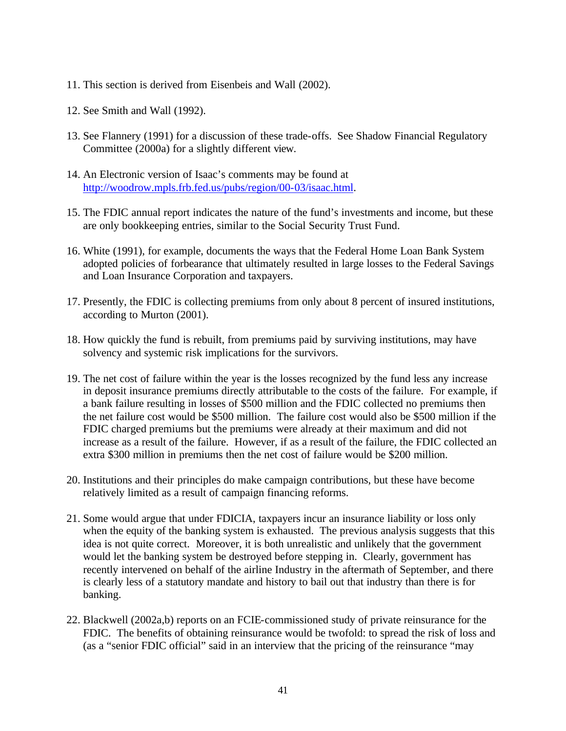11. This section is derived from Eisenbeis and Wall (2002).

12. See Smith and Wall (1992).

13. See Flannery (1991) for a discussion of these trade-offs. See Shadow Financial Regulatory Committee (2000a) for a slightly different view.

14. An Electronic version of Isaac's comments may be found at [http://woodrow.mpls.frb.fed.us/pubs/region/00-03/isaac.html](http://woodrow.mpls.frb.fed.us/pubs/region/00-03/isaac.html).

15. The FDIC annual report indicates the nature of the fund's investments and income, but these are only bookkeeping entries, similar to the Social Security Trust Fund.

16. White (1991), for example, documents the ways that the Federal Home Loan Bank System adopted policies of forbearance that ultimately resulted in large losses to the Federal Savings and Loan Insurance Corporation and taxpayers.

17. Presently, the FDIC is collecting premiums from only about 8 percent of insured institutions, according to Murton (2001).

18. How quickly the fund is rebuilt, from premiums paid by surviving institutions, may have solvency and systemic risk implications for the survivors.

19. The net cost of failure within the year is the losses recognized by the fund less any increase in deposit insurance premiums directly attributable to the costs of the failure. For example, if a bank failure resulting in losses of $500 million and the FDIC collected no premiums then the net failure cost would be $500 million. The failure cost would also be $500 million if the FDIC charged premiums but the premiums were already at their maximum and did not increase as a result of the failure. However, if as a result of the failure, the FDIC collected an extra $300 million in premiums then the net cost of failure would be $200 million.

20. Institutions and their principles do make campaign contributions, but these have become relatively limited as a result of campaign financing reforms.

21. Some would argue that under FDICIA, taxpayers incur an insurance liability or loss only when the equity of the banking system is exhausted. The previous analysis suggests that this idea is not quite correct. Moreover, it is both unrealistic and unlikely that the government would let the banking system be destroyed before stepping in. Clearly, government has recently intervened on behalf of the airline Industry in the aftermath of September, and there is clearly less of a statutory mandate and history to bail out that industry than there is for banking.

22. Blackwell (2002a,b) reports on an FCIE-commissioned study of private reinsurance for the FDIC. The benefits of obtaining reinsurance would be twofold: to spread the risk of loss and (as a "senior FDIC official" said in an interview that the pricing of the reinsurance "may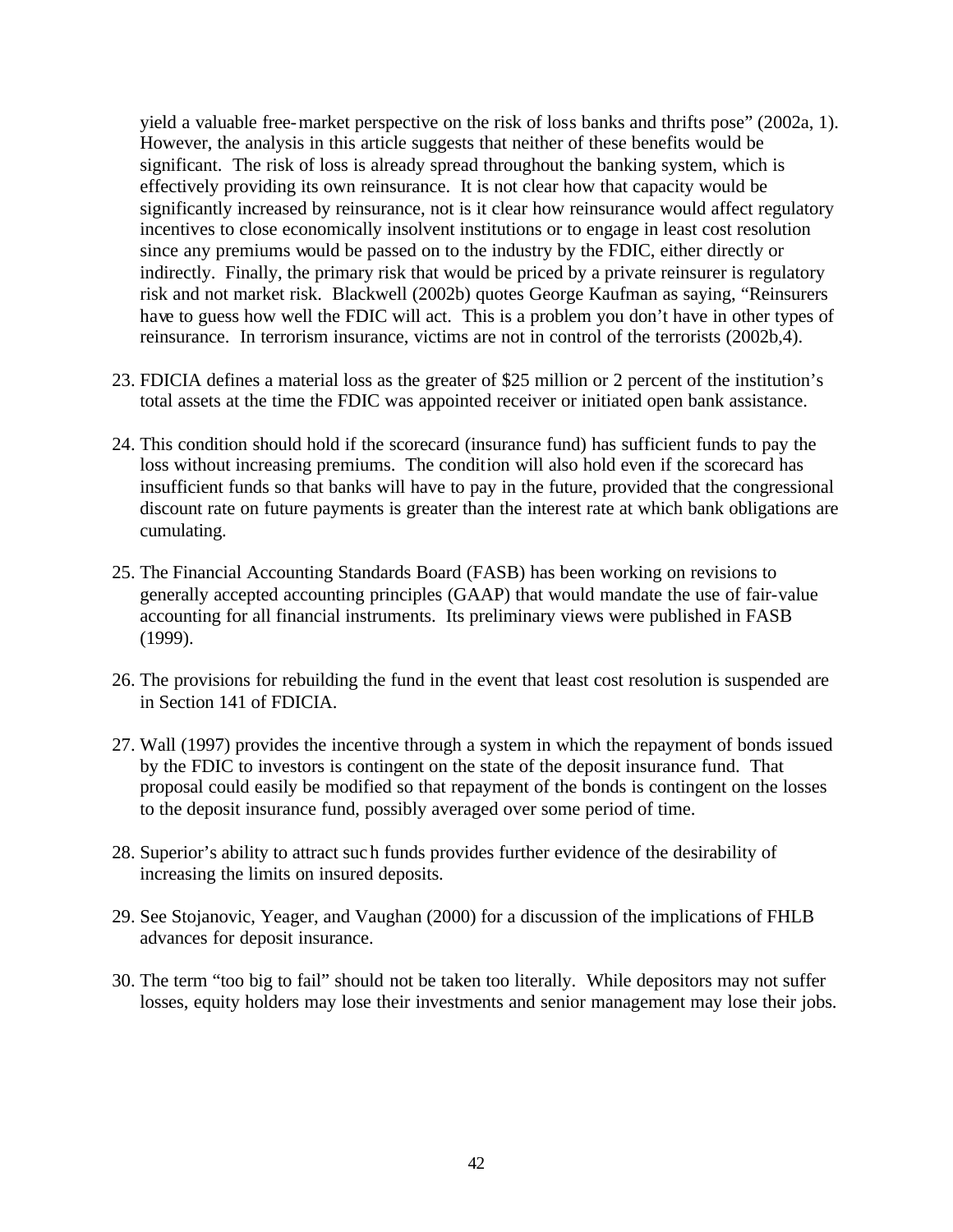yield a valuable free-market perspective on the risk of loss banks and thrifts pose" (2002a, 1). However, the analysis in this article suggests that neither of these benefits would be significant. The risk of loss is already spread throughout the banking system, which is effectively providing its own reinsurance. It is not clear how that capacity would be significantly increased by reinsurance, not is it clear how reinsurance would affect regulatory incentives to close economically insolvent institutions or to engage in least cost resolution since any premiums would be passed on to the industry by the FDIC, either directly or indirectly. Finally, the primary risk that would be priced by a private reinsurer is regulatory risk and not market risk. Blackwell (2002b) quotes George Kaufman as saying, "Reinsurers have to guess how well the FDIC will act. This is a problem you don't have in other types of reinsurance. In terrorism insurance, victims are not in control of the terrorists (2002b,4).

23. FDICIA defines a material loss as the greater of $25 million or 2 percent of the institution's total assets at the time the FDIC was appointed receiver or initiated open bank assistance.

24. This condition should hold if the scorecard (insurance fund) has sufficient funds to pay the loss without increasing premiums. The condition will also hold even if the scorecard has insufficient funds so that banks will have to pay in the future, provided that the congressional discount rate on future payments is greater than the interest rate at which bank obligations are cumulating.

25. The Financial Accounting Standards Board (FASB) has been working on revisions to generally accepted accounting principles (GAAP) that would mandate the use of fair-value accounting for all financial instruments. Its preliminary views were published in FASB (1999).

26. The provisions for rebuilding the fund in the event that least cost resolution is suspended are in Section 141 of FDICIA.

27. Wall (1997) provides the incentive through a system in which the repayment of bonds issued by the FDIC to investors is contingent on the state of the deposit insurance fund. That proposal could easily be modified so that repayment of the bonds is contingent on the losses to the deposit insurance fund, possibly averaged over some period of time.

28. Superior's ability to attract such funds provides further evidence of the desirability of increasing the limits on insured deposits.

29. See Stojanovic, Yeager, and Vaughan (2000) for a discussion of the implications of FHLB advances for deposit insurance.

30. The term "too big to fail" should not be taken too literally. While depositors may not suffer losses, equity holders may lose their investments and senior management may lose their jobs.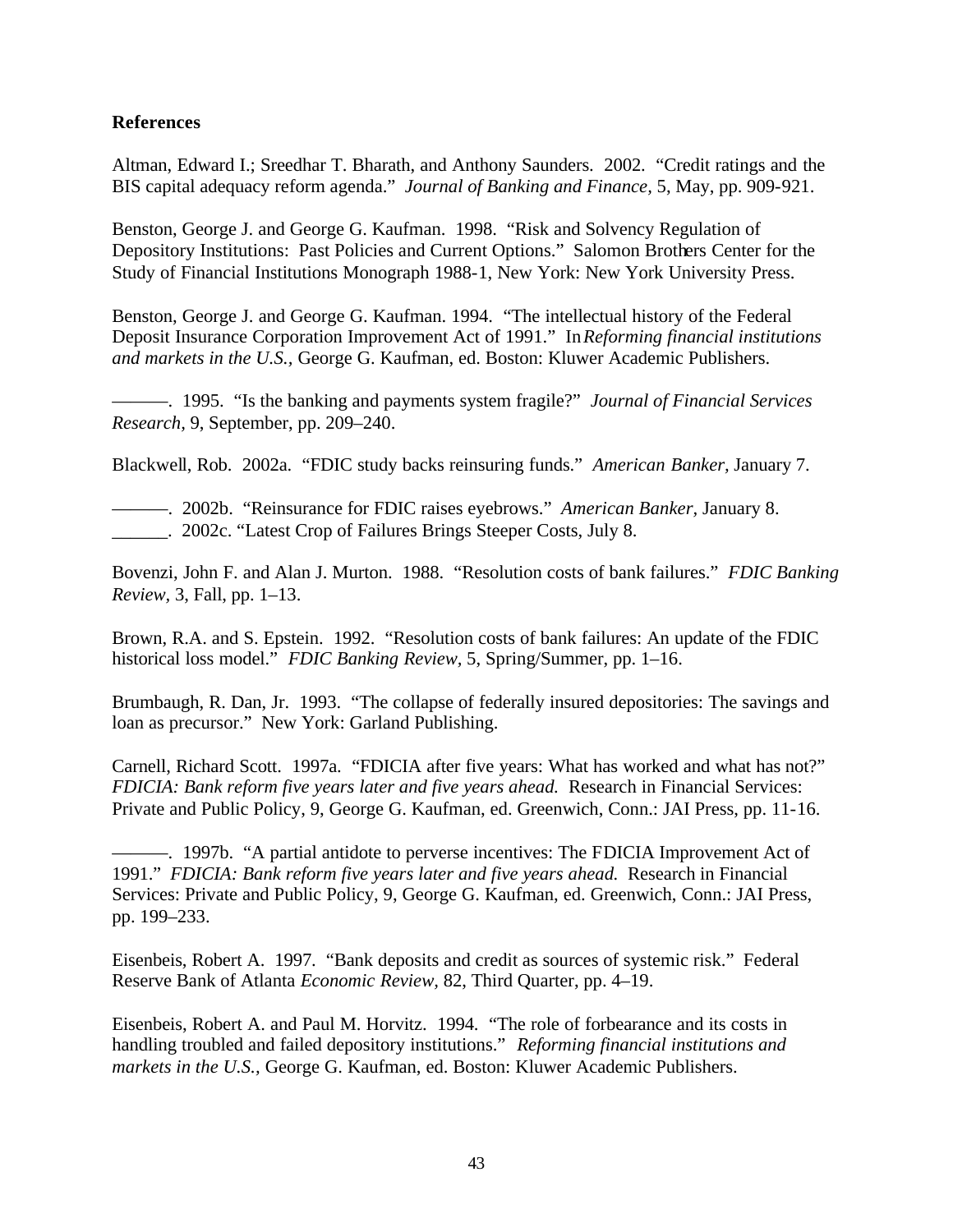**References**

Altman, Edward I.; Sreedhar T. Bharath, and Anthony Saunders. 2002. "Credit ratings and the BIS capital adequacy reform agenda." *Journal of Banking and Finance,* 5, May, pp. 909-921.

Benston, George J. and George G. Kaufman. 1998. "Risk and Solvency Regulation of Depository Institutions: Past Policies and Current Options." Salomon Brothers Center for the Study of Financial Institutions Monograph 1988-1, New York: New York University Press.

Benston, George J. and George G. Kaufman. 1994. "The intellectual history of the Federal Deposit Insurance Corporation Improvement Act of 1991." In *Reforming financial institutions and markets in the U.S.,* George G. Kaufman, ed. Boston: Kluwer Academic Publishers.

———. 1995. "Is the banking and payments system fragile?" *Journal of Financial Services Research,* 9, September, pp. 209–240.

Blackwell, Rob. 2002a. "FDIC study backs reinsuring funds." *American Banker,* January 7.

———. 2002b. "Reinsurance for FDIC raises eyebrows." *American Banker,* January 8.
______. 2002c. "Latest Crop of Failures Brings Steeper Costs, July 8.

Bovenzi, John F. and Alan J. Murton. 1988. "Resolution costs of bank failures." *FDIC Banking Review,* 3, Fall, pp. 1–13.

Brown, R.A. and S. Epstein. 1992. "Resolution costs of bank failures: An update of the FDIC historical loss model." *FDIC Banking Review,* 5, Spring/Summer, pp. 1–16.

Brumbaugh, R. Dan, Jr. 1993. "The collapse of federally insured depositories: The savings and loan as precursor." New York: Garland Publishing.

Carnell, Richard Scott. 1997a. "FDICIA after five years: What has worked and what has not?" *FDICIA: Bank reform five years later and five years ahead.* Research in Financial Services: Private and Public Policy, 9, George G. Kaufman, ed. Greenwich, Conn.: JAI Press, pp. 11-16.

———. 1997b. "A partial antidote to perverse incentives: The FDICIA Improvement Act of 1991." *FDICIA: Bank reform five years later and five years ahead.* Research in Financial Services: Private and Public Policy, 9, George G. Kaufman, ed. Greenwich, Conn.: JAI Press, pp. 199–233.

Eisenbeis, Robert A. 1997. "Bank deposits and credit as sources of systemic risk." Federal Reserve Bank of Atlanta *Economic Review,* 82, Third Quarter, pp. 4–19.

Eisenbeis, Robert A. and Paul M. Horvitz. 1994. "The role of forbearance and its costs in handling troubled and failed depository institutions." *Reforming financial institutions and markets in the U.S.,* George G. Kaufman, ed. Boston: Kluwer Academic Publishers.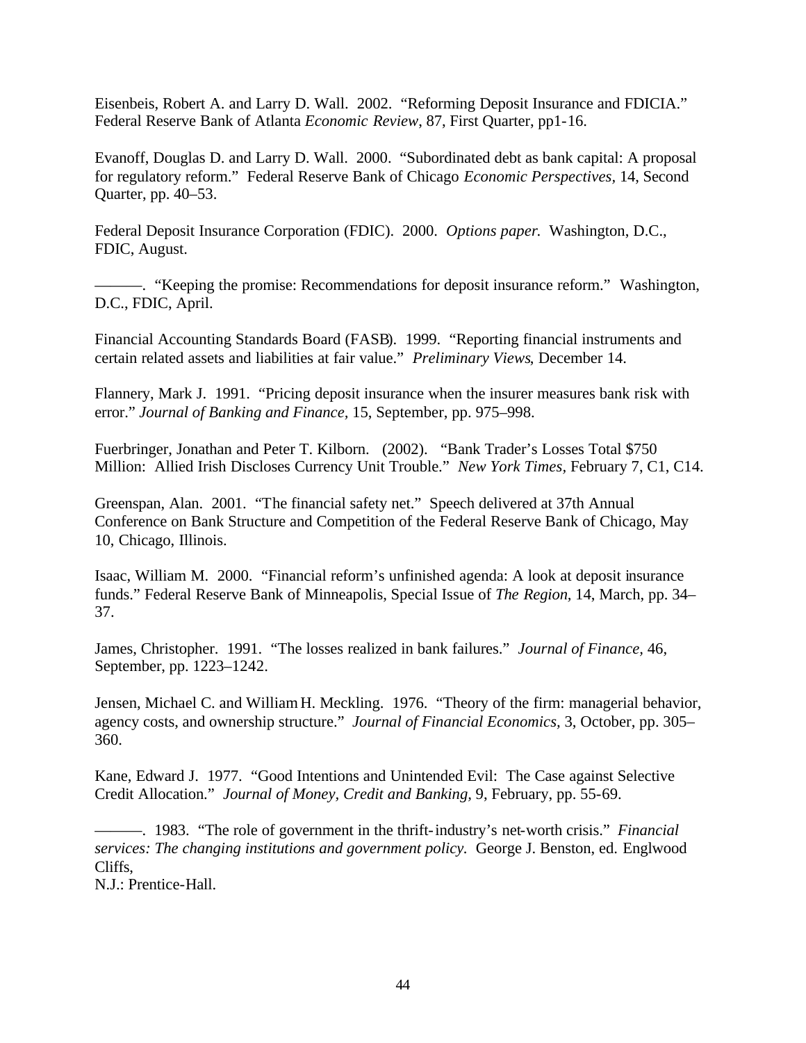Eisenbeis, Robert A. and Larry D. Wall. 2002. "Reforming Deposit Insurance and FDICIA." Federal Reserve Bank of Atlanta *Economic Review*, 87, First Quarter, pp1-16.

Evanoff, Douglas D. and Larry D. Wall. 2000. "Subordinated debt as bank capital: A proposal for regulatory reform." Federal Reserve Bank of Chicago *Economic Perspectives*, 14, Second Quarter, pp. 40–53.

Federal Deposit Insurance Corporation (FDIC). 2000. *Options paper.* Washington, D.C., FDIC, August.

———. "Keeping the promise: Recommendations for deposit insurance reform." Washington, D.C., FDIC, April.

Financial Accounting Standards Board (FASB). 1999. "Reporting financial instruments and certain related assets and liabilities at fair value." *Preliminary Views*, December 14.

Flannery, Mark J. 1991. "Pricing deposit insurance when the insurer measures bank risk with error." *Journal of Banking and Finance*, 15, September, pp. 975–998.

Fuerbringer, Jonathan and Peter T. Kilborn. (2002). "Bank Trader's Losses Total $750 Million: Allied Irish Discloses Currency Unit Trouble." *New York Times*, February 7, C1, C14.

Greenspan, Alan. 2001. "The financial safety net." Speech delivered at 37th Annual Conference on Bank Structure and Competition of the Federal Reserve Bank of Chicago, May 10, Chicago, Illinois.

Isaac, William M. 2000. "Financial reform's unfinished agenda: A look at deposit insurance funds." Federal Reserve Bank of Minneapolis, Special Issue of *The Region*, 14, March, pp. 34–37.

James, Christopher. 1991. "The losses realized in bank failures." *Journal of Finance*, 46, September, pp. 1223–1242.

Jensen, Michael C. and William H. Meckling. 1976. "Theory of the firm: managerial behavior, agency costs, and ownership structure." *Journal of Financial Economics*, 3, October, pp. 305–360.

Kane, Edward J. 1977. "Good Intentions and Unintended Evil: The Case against Selective Credit Allocation." *Journal of Money, Credit and Banking*, 9, February, pp. 55-69.

———. 1983. "The role of government in the thrift-industry's net-worth crisis." *Financial services: The changing institutions and government policy.* George J. Benston, ed. Englwood Cliffs,
N.J.: Prentice-Hall.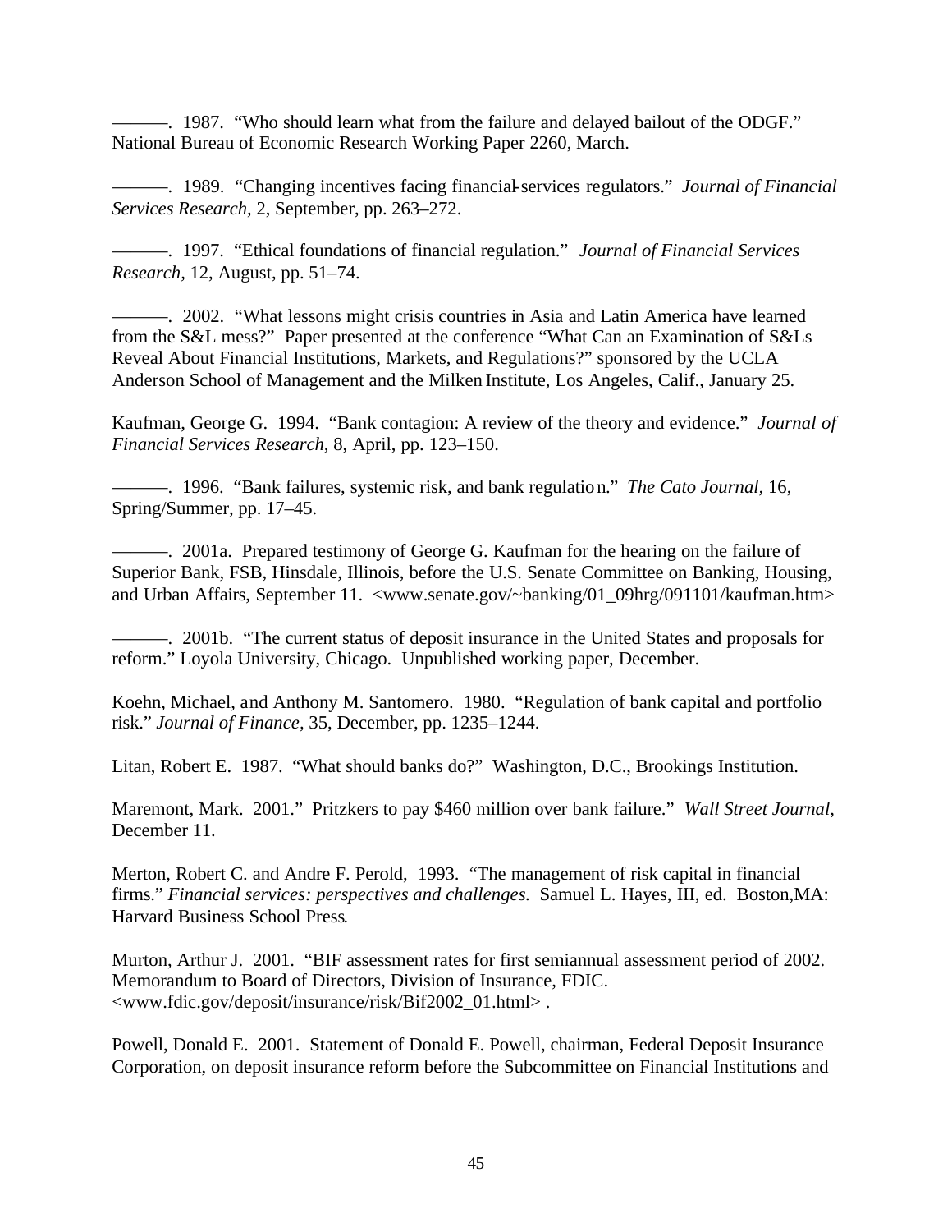———. 1987. "Who should learn what from the failure and delayed bailout of the ODGF." National Bureau of Economic Research Working Paper 2260, March.

———. 1989. "Changing incentives facing financial-services regulators." *Journal of Financial Services Research*, 2, September, pp. 263–272.

———. 1997. "Ethical foundations of financial regulation." *Journal of Financial Services Research*, 12, August, pp. 51–74.

———. 2002. "What lessons might crisis countries in Asia and Latin America have learned from the S&L mess?" Paper presented at the conference "What Can an Examination of S&Ls Reveal About Financial Institutions, Markets, and Regulations?" sponsored by the UCLA Anderson School of Management and the Milken Institute, Los Angeles, Calif., January 25.

Kaufman, George G. 1994. "Bank contagion: A review of the theory and evidence." *Journal of Financial Services Research*, 8, April, pp. 123–150.

———. 1996. "Bank failures, systemic risk, and bank regulation." *The Cato Journal*, 16, Spring/Summer, pp. 17–45.

———. 2001a. Prepared testimony of George G. Kaufman for the hearing on the failure of Superior Bank, FSB, Hinsdale, Illinois, before the U.S. Senate Committee on Banking, Housing, and Urban Affairs, September 11. <www.senate.gov/~banking/01_09hrg/091101/kaufman.htm>

———. 2001b. "The current status of deposit insurance in the United States and proposals for reform." Loyola University, Chicago. Unpublished working paper, December.

Koehn, Michael, and Anthony M. Santomero. 1980. "Regulation of bank capital and portfolio risk." *Journal of Finance*, 35, December, pp. 1235–1244.

Litan, Robert E. 1987. "What should banks do?" Washington, D.C., Brookings Institution.

Maremont, Mark. 2001." Pritzkers to pay $460 million over bank failure." *Wall Street Journal*, December 11.

Merton, Robert C. and Andre F. Perold, 1993. "The management of risk capital in financial firms." *Financial services: perspectives and challenges.* Samuel L. Hayes, III, ed. Boston,MA: Harvard Business School Press.

Murton, Arthur J. 2001. "BIF assessment rates for first semiannual assessment period of 2002. Memorandum to Board of Directors, Division of Insurance, FDIC. <www.fdic.gov/deposit/insurance/risk/Bif2002_01.html> .

Powell, Donald E. 2001. Statement of Donald E. Powell, chairman, Federal Deposit Insurance Corporation, on deposit insurance reform before the Subcommittee on Financial Institutions and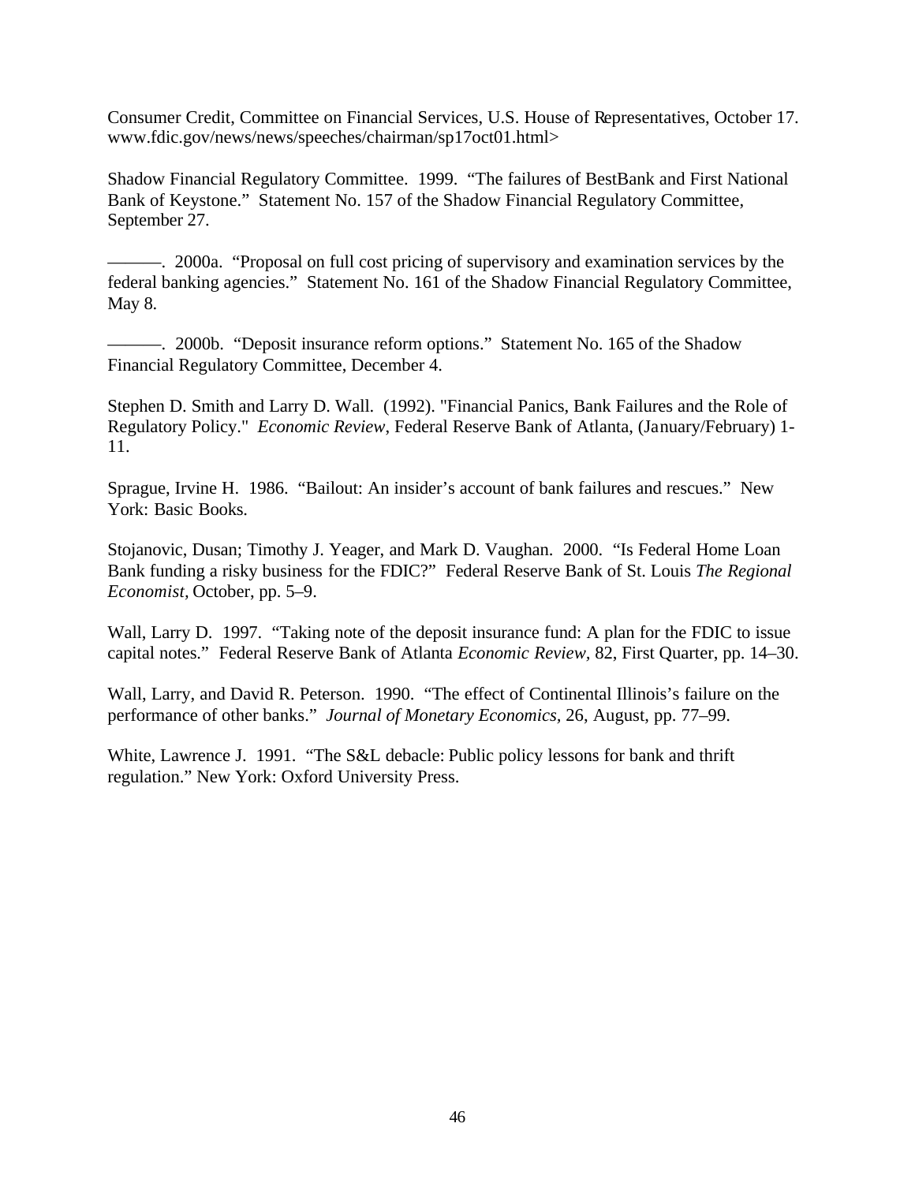Consumer Credit, Committee on Financial Services, U.S. House of Representatives, October 17. www.fdic.gov/news/news/speeches/chairman/sp17oct01.html>

Shadow Financial Regulatory Committee. 1999. "The failures of BestBank and First National Bank of Keystone." Statement No. 157 of the Shadow Financial Regulatory Committee, September 27.

———. 2000a. "Proposal on full cost pricing of supervisory and examination services by the federal banking agencies." Statement No. 161 of the Shadow Financial Regulatory Committee, May 8.

———. 2000b. "Deposit insurance reform options." Statement No. 165 of the Shadow Financial Regulatory Committee, December 4.

Stephen D. Smith and Larry D. Wall. (1992). "Financial Panics, Bank Failures and the Role of Regulatory Policy." *Economic Review*, Federal Reserve Bank of Atlanta, (January/February) 1-11.

Sprague, Irvine H. 1986. "Bailout: An insider's account of bank failures and rescues." New York: Basic Books.

Stojanovic, Dusan; Timothy J. Yeager, and Mark D. Vaughan. 2000. "Is Federal Home Loan Bank funding a risky business for the FDIC?" Federal Reserve Bank of St. Louis *The Regional Economist*, October, pp. 5–9.

Wall, Larry D. 1997. "Taking note of the deposit insurance fund: A plan for the FDIC to issue capital notes." Federal Reserve Bank of Atlanta *Economic Review*, 82, First Quarter, pp. 14–30.

Wall, Larry, and David R. Peterson. 1990. "The effect of Continental Illinois's failure on the performance of other banks." *Journal of Monetary Economics*, 26, August, pp. 77–99.

White, Lawrence J. 1991. "The S&L debacle: Public policy lessons for bank and thrift regulation." New York: Oxford University Press.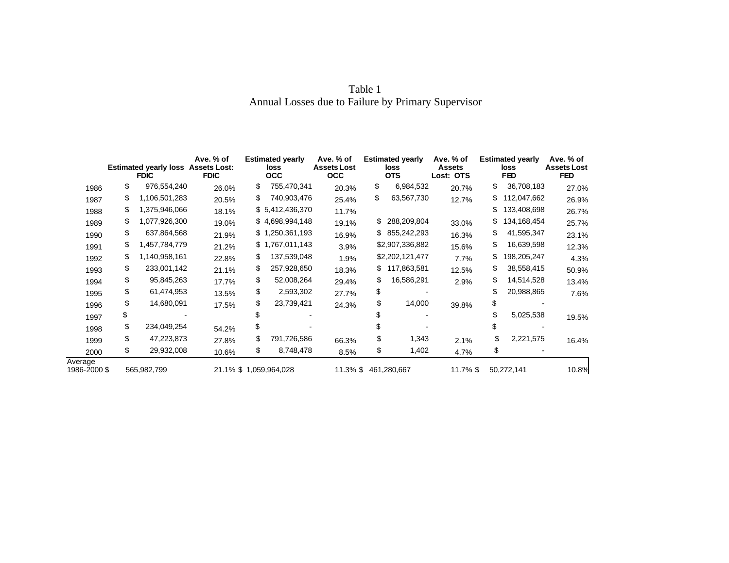Table 1
Annual Losses due to Failure by Primary Supervisor

| | Estimated yearly loss FDIC | Ave. % of Assets Lost: FDIC | Estimated yearly loss OCC | Ave. % of Assets Lost OCC | Estimated yearly loss OTS | Ave. % of Assets Lost: OTS | Estimated yearly loss FED | Ave. % of Assets Lost FED |
|---|---|---|---|---|---|---|---|---|
| 1986 | $ 976,554,240 | 26.0% | $ 755,470,341 | 20.3% | $ 6,984,532 | 20.7% | $ 36,708,183 | 27.0% |
| 1987 | $ 1,106,501,283 | 20.5% | $ 740,903,476 | 25.4% | $ 63,567,730 | 12.7% | $ 112,047,662 | 26.9% |
| 1988 | $ 1,375,946,066 | 18.1% | $ 5,412,436,370 | 11.7% | | | $ 133,408,698 | 26.7% |
| 1989 | $ 1,077,926,300 | 19.0% | $ 4,698,994,148 | 19.1% | $ 288,209,804 | 33.0% | $ 134,168,454 | 25.7% |
| 1990 | $ 637,864,568 | 21.9% | $ 1,250,361,193 | 16.9% | $ 855,242,293 | 16.3% | $ 41,595,347 | 23.1% |
| 1991 | $ 1,457,784,779 | 21.2% | $ 1,767,011,143 | 3.9% | $2,907,336,882 | 15.6% | $ 16,639,598 | 12.3% |
| 1992 | $ 1,140,958,161 | 22.8% | $ 137,539,048 | 1.9% | $2,202,121,477 | 7.7% | $ 198,205,247 | 4.3% |
| 1993 | $ 233,001,142 | 21.1% | $ 257,928,650 | 18.3% | $ 117,863,581 | 12.5% | $ 38,558,415 | 50.9% |
| 1994 | $ 95,845,263 | 17.7% | $ 52,008,264 | 29.4% | $ 16,586,291 | 2.9% | $ 14,514,528 | 13.4% |
| 1995 | $ 61,474,953 | 13.5% | $ 2,593,302 | 27.7% | $ - | | $ 20,988,865 | 7.6% |
| 1996 | $ 14,680,091 | 17.5% | $ 23,739,421 | 24.3% | $ 14,000 | 39.8% | $ - | |
| 1997 | $ - | | $ - | | $ - | | $ 5,025,538 | 19.5% |
| 1998 | $ 234,049,254 | 54.2% | $ - | | $ - | | $ - | |
| 1999 | $ 47,223,873 | 27.8% | $ 791,726,586 | 66.3% | $ 1,343 | 2.1% | $ 2,221,575 | 16.4% |
| 2000 | $ 29,932,008 | 10.6% | $ 8,748,478 | 8.5% | $ 1,402 | 4.7% | $ - | |
| Average 1986-2000 | $ 565,982,799 | 21.1% | $ 1,059,964,028 | 11.3% | $ 461,280,667 | 11.7% | $ 50,272,141 | 10.8% |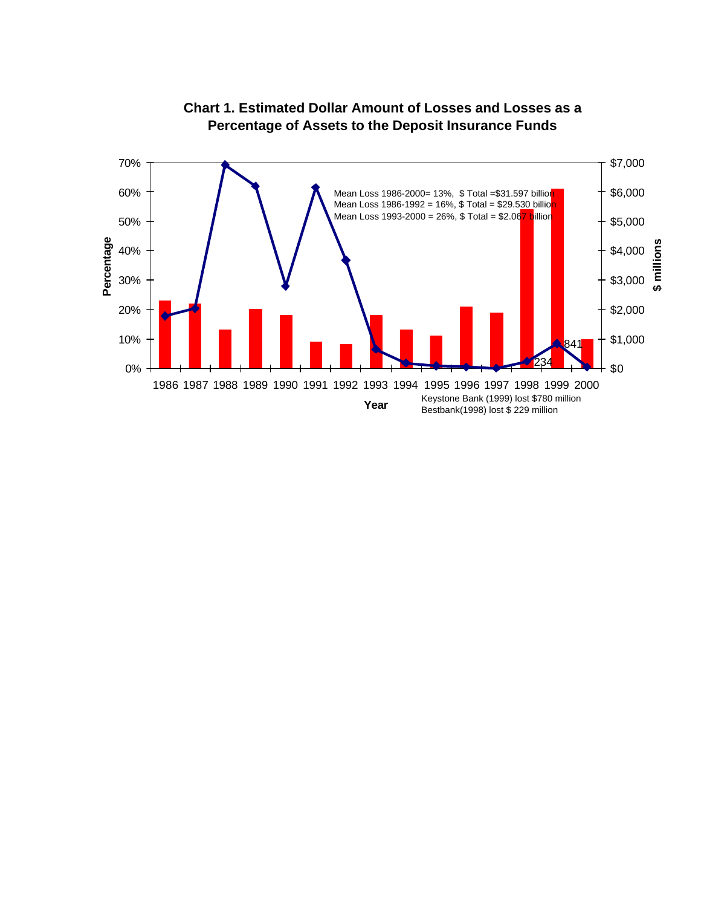**Chart 1. Estimated Dollar Amount of Losses and Losses as a Percentage of Assets to the Deposit Insurance Funds**

Percentage

70%
60%
50%
40%
30%
20%
10%
0%

$ millions

$7,000
$6,000
$5,000
$4,000
$3,000
$2,000
$1,000
$0

Mean Loss 1986-2000= 13%, $ Total =$31.597 billion
Mean Loss 1986-1992 = 16%, $ Total = $29.530 billion
Mean Loss 1993-2000 = 26%, $ Total = $2.067 billion

841
234

1986 1987 1988 1989 1990 1991 1992 1993 1994 1995 1996 1997 1998 1999 2000

Year

Keystone Bank (1999) lost $780 million
Bestbank(1998) lost $ 229 million